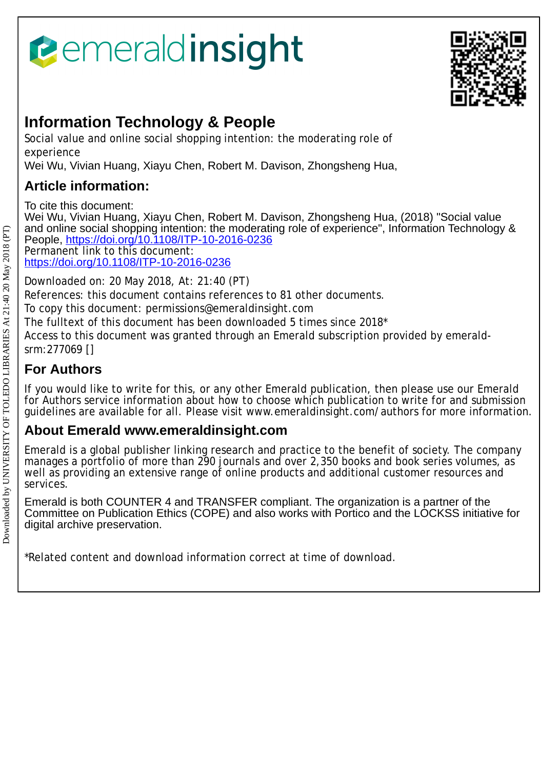# Information Technology & People

Social value and online social shopping intention: the moderating role of experience

Wei Wu, Vivian Huang, Xiayu Chen, Robert M. Davison, Zhongsheng Hua,

## Article information:

To cite this document:

Wei Wu, Vivian Huang, Xiayu Chen, Robert M. Davison, Zhongsheng Hua, (2018) "Social value and online social shopping intention: the moderating role of experience", Information Technology & People, https://doi.org/10.1108/ITP-10-2016-0236

Permanent link to this document:

https://doi.org/10.1108/ITP-10-2016-0236

Downloaded on: 20 May 2018, At: 21:40 (PT)

References: this document contains references to 81 other documents.

To copy this document: permissions@emeraldinsight.com

The fulltext of this document has been downloaded 5 times since 2018*

Access to this document was granted through an Emerald subscription provided by emerald-srm:277069 []

## For Authors

If you would like to write for this, or any other Emerald publication, then please use our Emerald for Authors service information about how to choose which publication to write for and submission guidelines are available for all. Please visit www.emeraldinsight.com/authors for more information.

## About Emerald www.emeraldinsight.com

Emerald is a global publisher linking research and practice to the benefit of society. The company manages a portfolio of more than 290 journals and over 2,350 books and book series volumes, as well as providing an extensive range of online products and additional customer resources and services.

Emerald is both COUNTER 4 and TRANSFER compliant. The organization is a partner of the Committee on Publication Ethics (COPE) and also works with Portico and the LOCKSS initiative for digital archive preservation.

*Related content and download information correct at time of download.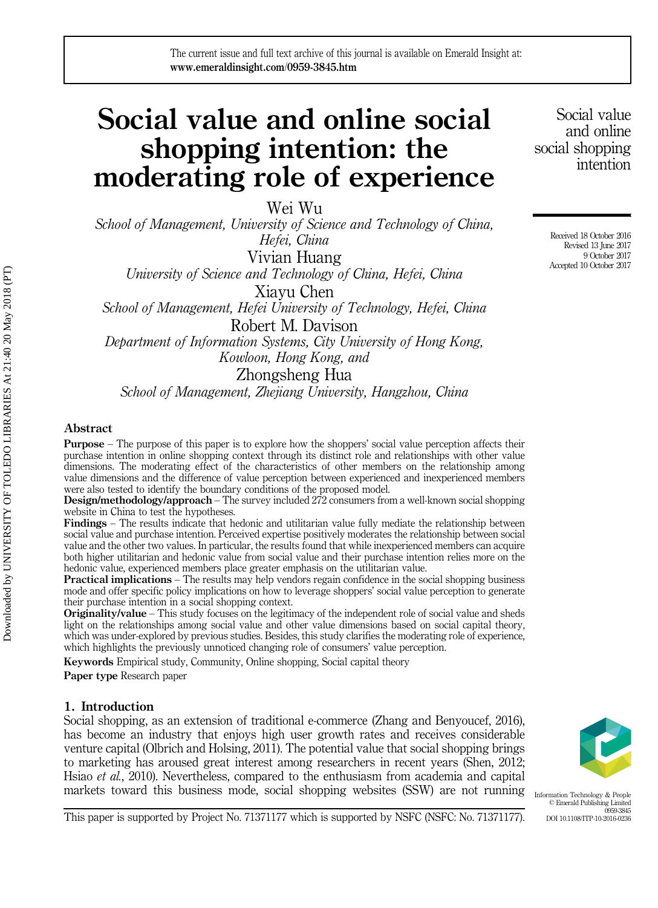# Social value and online social shopping intention: the moderating role of experience

Wei Wu

*School of Management, University of Science and Technology of China, Hefei, China*

Vivian Huang

*University of Science and Technology of China, Hefei, China*

Xiayu Chen

*School of Management, Hefei University of Technology, Hefei, China*

Robert M. Davison

*Department of Information Systems, City University of Hong Kong, Kowloon, Hong Kong, and*

Zhongsheng Hua

*School of Management, Zhejiang University, Hangzhou, China*

Received 18 October 2016
Revised 13 June 2017
9 October 2017
Accepted 10 October 2017

## Abstract

**Purpose** – The purpose of this paper is to explore how the shoppers' social value perception affects their purchase intention in online shopping context through its distinct role and relationships with other value dimensions. The moderating effect of the characteristics of other members on the relationship among value dimensions and the difference of value perception between experienced and inexperienced members were also tested to identify the boundary conditions of the proposed model.

**Design/methodology/approach** – The survey included 272 consumers from a well-known social shopping website in China to test the hypotheses.

**Findings** – The results indicate that hedonic and utilitarian value fully mediate the relationship between social value and purchase intention. Perceived expertise positively moderates the relationship between social value and the other two values. In particular, the results found that while inexperienced members can acquire both higher utilitarian and hedonic value from social value and their purchase intention relies more on the hedonic value, experienced members place greater emphasis on the utilitarian value.

**Practical implications** – The results may help vendors regain confidence in the social shopping business mode and offer specific policy implications on how to leverage shoppers' social value perception to generate their purchase intention in a social shopping context.

**Originality/value** – This study focuses on the legitimacy of the independent role of social value and sheds light on the relationships among social value and other value dimensions based on social capital theory, which was under-explored by previous studies. Besides, this study clarifies the moderating role of experience, which highlights the previously unnoticed changing role of consumers' value perception.

**Keywords** Empirical study, Community, Online shopping, Social capital theory

**Paper type** Research paper

## 1. Introduction

Social shopping, as an extension of traditional e-commerce (Zhang and Benyoucef, 2016), has become an industry that enjoys high user growth rates and receives considerable venture capital (Olbrich and Holsing, 2011). The potential value that social shopping brings to marketing has aroused great interest among researchers in recent years (Shen, 2012; Hsiao *et al.*, 2010). Nevertheless, compared to the enthusiasm from academia and capital markets toward this business mode, social shopping websites (SSW) are not running

This paper is supported by Project No. 71371177 which is supported by NSFC (NSFC: No. 71371177).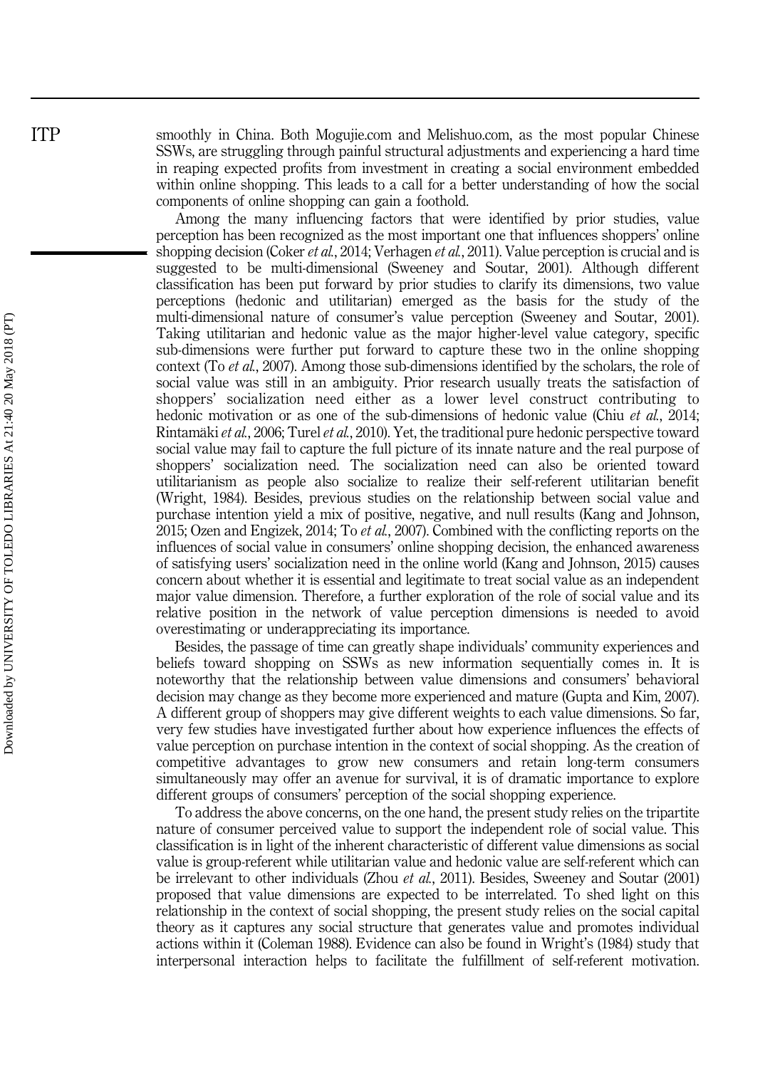smoothly in China. Both Mogujie.com and Melishuo.com, as the most popular Chinese SSWs, are struggling through painful structural adjustments and experiencing a hard time in reaping expected profits from investment in creating a social environment embedded within online shopping. This leads to a call for a better understanding of how the social components of online shopping can gain a foothold.

Among the many influencing factors that were identified by prior studies, value perception has been recognized as the most important one that influences shoppers' online shopping decision (Coker *et al.*, 2014; Verhagen *et al.*, 2011). Value perception is crucial and is suggested to be multi-dimensional (Sweeney and Soutar, 2001). Although different classification has been put forward by prior studies to clarify its dimensions, two value perceptions (hedonic and utilitarian) emerged as the basis for the study of the multi-dimensional nature of consumer's value perception (Sweeney and Soutar, 2001). Taking utilitarian and hedonic value as the major higher-level value category, specific sub-dimensions were further put forward to capture these two in the online shopping context (To *et al.*, 2007). Among those sub-dimensions identified by the scholars, the role of social value was still in an ambiguity. Prior research usually treats the satisfaction of shoppers' socialization need either as a lower level construct contributing to hedonic motivation or as one of the sub-dimensions of hedonic value (Chiu *et al.*, 2014; Rintamäki *et al.*, 2006; Turel *et al.*, 2010). Yet, the traditional pure hedonic perspective toward social value may fail to capture the full picture of its innate nature and the real purpose of shoppers' socialization need. The socialization need can also be oriented toward utilitarianism as people also socialize to realize their self-referent utilitarian benefit (Wright, 1984). Besides, previous studies on the relationship between social value and purchase intention yield a mix of positive, negative, and null results (Kang and Johnson, 2015; Ozen and Engizek, 2014; To *et al.*, 2007). Combined with the conflicting reports on the influences of social value in consumers' online shopping decision, the enhanced awareness of satisfying users' socialization need in the online world (Kang and Johnson, 2015) causes concern about whether it is essential and legitimate to treat social value as an independent major value dimension. Therefore, a further exploration of the role of social value and its relative position in the network of value perception dimensions is needed to avoid overestimating or underappreciating its importance.

Besides, the passage of time can greatly shape individuals' community experiences and beliefs toward shopping on SSWs as new information sequentially comes in. It is noteworthy that the relationship between value dimensions and consumers' behavioral decision may change as they become more experienced and mature (Gupta and Kim, 2007). A different group of shoppers may give different weights to each value dimensions. So far, very few studies have investigated further about how experience influences the effects of value perception on purchase intention in the context of social shopping. As the creation of competitive advantages to grow new consumers and retain long-term consumers simultaneously may offer an avenue for survival, it is of dramatic importance to explore different groups of consumers' perception of the social shopping experience.

To address the above concerns, on the one hand, the present study relies on the tripartite nature of consumer perceived value to support the independent role of social value. This classification is in light of the inherent characteristic of different value dimensions as social value is group-referent while utilitarian value and hedonic value are self-referent which can be irrelevant to other individuals (Zhou *et al.*, 2011). Besides, Sweeney and Soutar (2001) proposed that value dimensions are expected to be interrelated. To shed light on this relationship in the context of social shopping, the present study relies on the social capital theory as it captures any social structure that generates value and promotes individual actions within it (Coleman 1988). Evidence can also be found in Wright's (1984) study that interpersonal interaction helps to facilitate the fulfillment of self-referent motivation.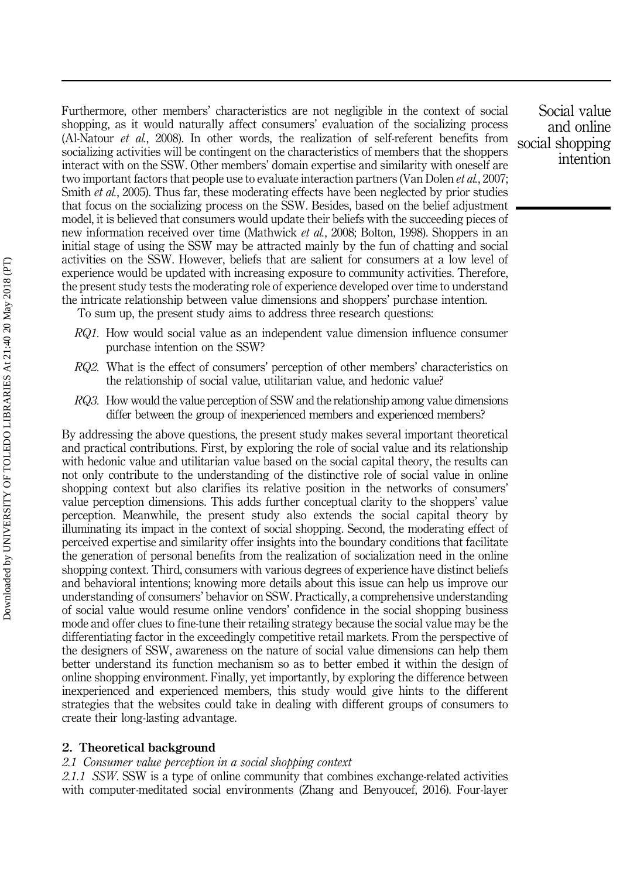Furthermore, other members' characteristics are not negligible in the context of social shopping, as it would naturally affect consumers' evaluation of the socializing process (Al-Natour *et al.*, 2008). In other words, the realization of self-referent benefits from socializing activities will be contingent on the characteristics of members that the shoppers interact with on the SSW. Other members' domain expertise and similarity with oneself are two important factors that people use to evaluate interaction partners (Van Dolen *et al.*, 2007; Smith *et al.*, 2005). Thus far, these moderating effects have been neglected by prior studies that focus on the socializing process on the SSW. Besides, based on the belief adjustment model, it is believed that consumers would update their beliefs with the succeeding pieces of new information received over time (Mathwick *et al.*, 2008; Bolton, 1998). Shoppers in an initial stage of using the SSW may be attracted mainly by the fun of chatting and social activities on the SSW. However, beliefs that are salient for consumers at a low level of experience would be updated with increasing exposure to community activities. Therefore, the present study tests the moderating role of experience developed over time to understand the intricate relationship between value dimensions and shoppers' purchase intention.

To sum up, the present study aims to address three research questions:

- *RQ1*. How would social value as an independent value dimension influence consumer purchase intention on the SSW?
- *RQ2*. What is the effect of consumers' perception of other members' characteristics on the relationship of social value, utilitarian value, and hedonic value?
- *RQ3*. How would the value perception of SSW and the relationship among value dimensions differ between the group of inexperienced members and experienced members?

By addressing the above questions, the present study makes several important theoretical and practical contributions. First, by exploring the role of social value and its relationship with hedonic value and utilitarian value based on the social capital theory, the results can not only contribute to the understanding of the distinctive role of social value in online shopping context but also clarifies its relative position in the networks of consumers' value perception dimensions. This adds further conceptual clarity to the shoppers' value perception. Meanwhile, the present study also extends the social capital theory by illuminating its impact in the context of social shopping. Second, the moderating effect of perceived expertise and similarity offer insights into the boundary conditions that facilitate the generation of personal benefits from the realization of socialization need in the online shopping context. Third, consumers with various degrees of experience have distinct beliefs and behavioral intentions; knowing more details about this issue can help us improve our understanding of consumers' behavior on SSW. Practically, a comprehensive understanding of social value would resume online vendors' confidence in the social shopping business mode and offer clues to fine-tune their retailing strategy because the social value may be the differentiating factor in the exceedingly competitive retail markets. From the perspective of the designers of SSW, awareness on the nature of social value dimensions can help them better understand its function mechanism so as to better embed it within the design of online shopping environment. Finally, yet importantly, by exploring the difference between inexperienced and experienced members, this study would give hints to the different strategies that the websites could take in dealing with different groups of consumers to create their long-lasting advantage.

## 2. Theoretical background

### *2.1 Consumer value perception in a social shopping context*

*2.1.1 SSW*. SSW is a type of online community that combines exchange-related activities with computer-meditated social environments (Zhang and Benyoucef, 2016). Four-layer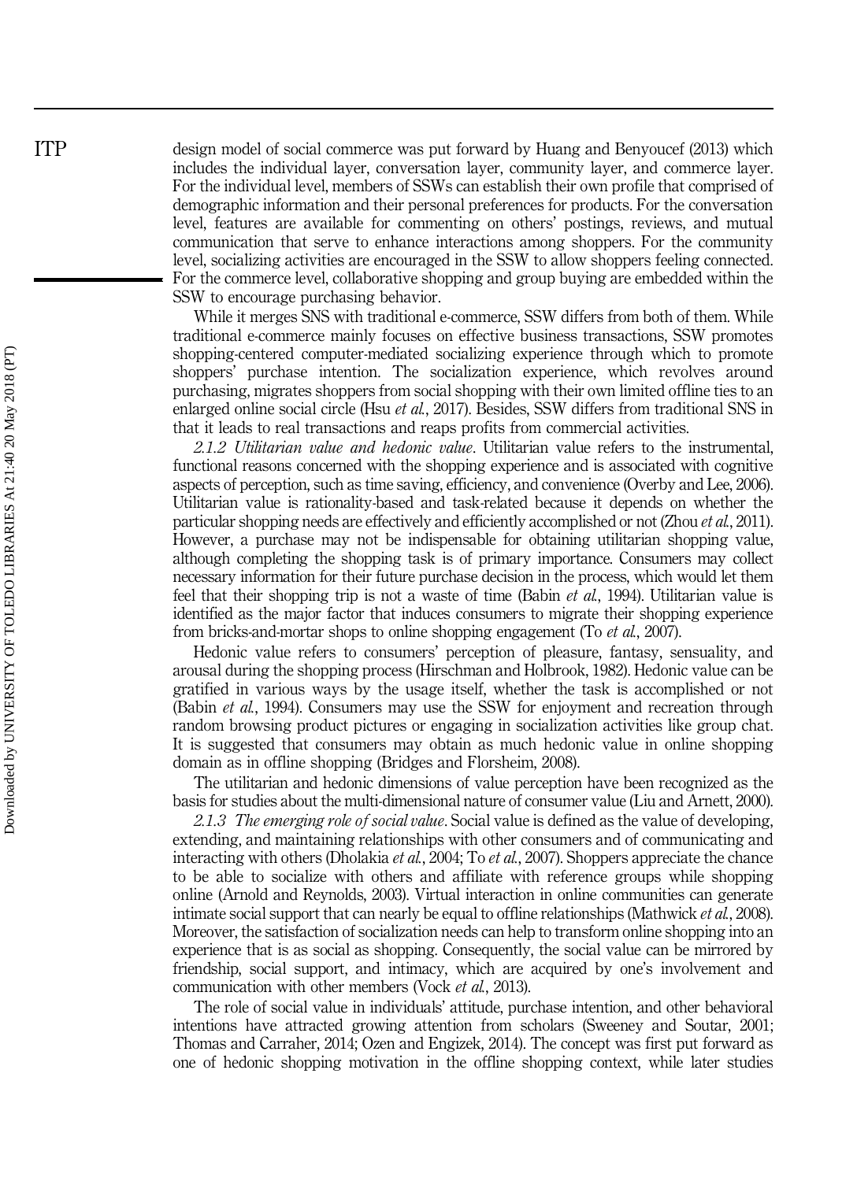design model of social commerce was put forward by Huang and Benyoucef (2013) which includes the individual layer, conversation layer, community layer, and commerce layer. For the individual level, members of SSWs can establish their own profile that comprised of demographic information and their personal preferences for products. For the conversation level, features are available for commenting on others' postings, reviews, and mutual communication that serve to enhance interactions among shoppers. For the community level, socializing activities are encouraged in the SSW to allow shoppers feeling connected. For the commerce level, collaborative shopping and group buying are embedded within the SSW to encourage purchasing behavior.

While it merges SNS with traditional e-commerce, SSW differs from both of them. While traditional e-commerce mainly focuses on effective business transactions, SSW promotes shopping-centered computer-mediated socializing experience through which to promote shoppers' purchase intention. The socialization experience, which revolves around purchasing, migrates shoppers from social shopping with their own limited offline ties to an enlarged online social circle (Hsu *et al.*, 2017). Besides, SSW differs from traditional SNS in that it leads to real transactions and reaps profits from commercial activities.

*2.1.2 Utilitarian value and hedonic value*. Utilitarian value refers to the instrumental, functional reasons concerned with the shopping experience and is associated with cognitive aspects of perception, such as time saving, efficiency, and convenience (Overby and Lee, 2006). Utilitarian value is rationality-based and task-related because it depends on whether the particular shopping needs are effectively and efficiently accomplished or not (Zhou *et al.*, 2011). However, a purchase may not be indispensable for obtaining utilitarian shopping value, although completing the shopping task is of primary importance. Consumers may collect necessary information for their future purchase decision in the process, which would let them feel that their shopping trip is not a waste of time (Babin *et al.*, 1994). Utilitarian value is identified as the major factor that induces consumers to migrate their shopping experience from bricks-and-mortar shops to online shopping engagement (To *et al.*, 2007).

Hedonic value refers to consumers' perception of pleasure, fantasy, sensuality, and arousal during the shopping process (Hirschman and Holbrook, 1982). Hedonic value can be gratified in various ways by the usage itself, whether the task is accomplished or not (Babin *et al.*, 1994). Consumers may use the SSW for enjoyment and recreation through random browsing product pictures or engaging in socialization activities like group chat. It is suggested that consumers may obtain as much hedonic value in online shopping domain as in offline shopping (Bridges and Florsheim, 2008).

The utilitarian and hedonic dimensions of value perception have been recognized as the basis for studies about the multi-dimensional nature of consumer value (Liu and Arnett, 2000).

*2.1.3 The emerging role of social value*. Social value is defined as the value of developing, extending, and maintaining relationships with other consumers and of communicating and interacting with others (Dholakia *et al.*, 2004; To *et al.*, 2007). Shoppers appreciate the chance to be able to socialize with others and affiliate with reference groups while shopping online (Arnold and Reynolds, 2003). Virtual interaction in online communities can generate intimate social support that can nearly be equal to offline relationships (Mathwick *et al.*, 2008). Moreover, the satisfaction of socialization needs can help to transform online shopping into an experience that is as social as shopping. Consequently, the social value can be mirrored by friendship, social support, and intimacy, which are acquired by one's involvement and communication with other members (Vock *et al.*, 2013).

The role of social value in individuals' attitude, purchase intention, and other behavioral intentions have attracted growing attention from scholars (Sweeney and Soutar, 2001; Thomas and Carraher, 2014; Ozen and Engizek, 2014). The concept was first put forward as one of hedonic shopping motivation in the offline shopping context, while later studies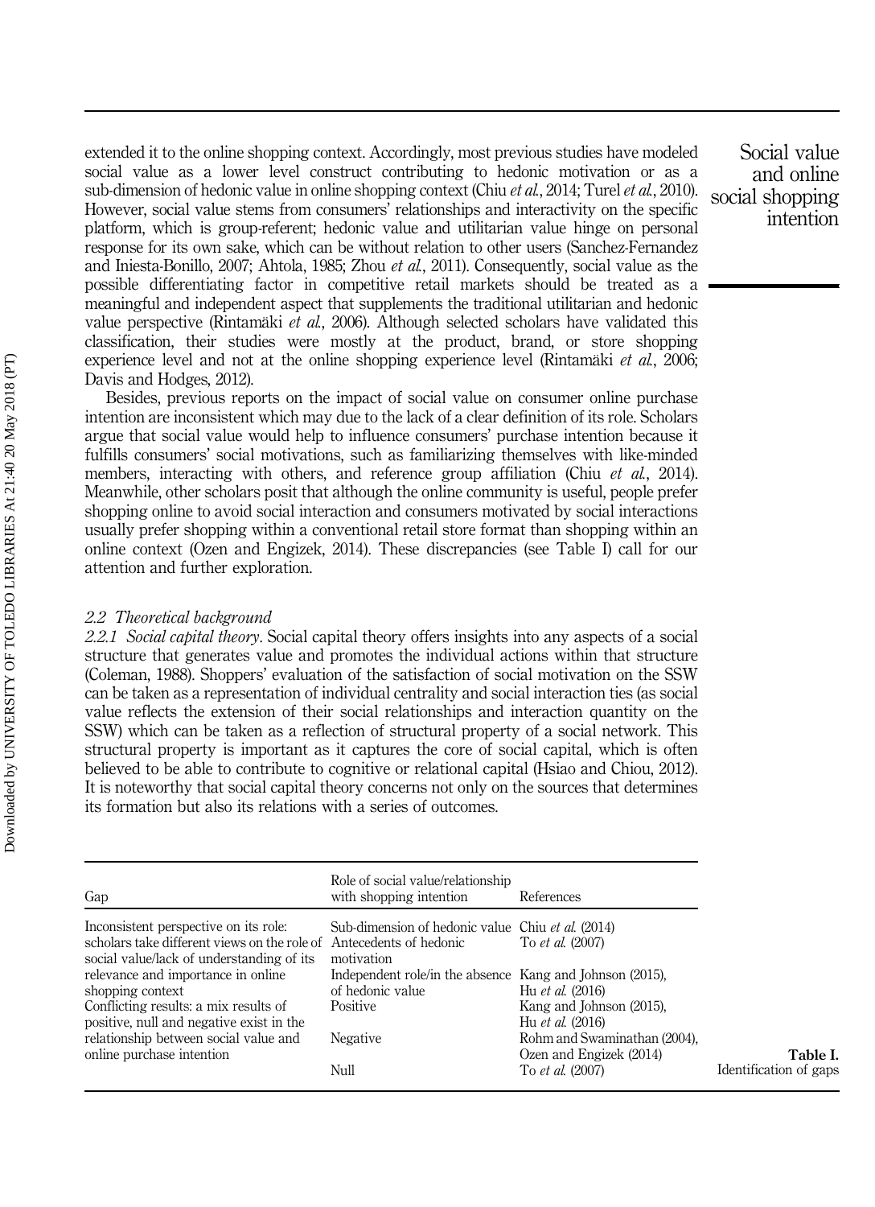extended it to the online shopping context. Accordingly, most previous studies have modeled social value as a lower level construct contributing to hedonic motivation or as a sub-dimension of hedonic value in online shopping context (Chiu *et al.*, 2014; Turel *et al.*, 2010). However, social value stems from consumers' relationships and interactivity on the specific platform, which is group-referent; hedonic value and utilitarian value hinge on personal response for its own sake, which can be without relation to other users (Sanchez-Fernandez and Iniesta-Bonillo, 2007; Ahtola, 1985; Zhou *et al.*, 2011). Consequently, social value as the possible differentiating factor in competitive retail markets should be treated as a meaningful and independent aspect that supplements the traditional utilitarian and hedonic value perspective (Rintamäki *et al.*, 2006). Although selected scholars have validated this classification, their studies were mostly at the product, brand, or store shopping experience level and not at the online shopping experience level (Rintamäki *et al.*, 2006; Davis and Hodges, 2012).

Besides, previous reports on the impact of social value on consumer online purchase intention are inconsistent which may due to the lack of a clear definition of its role. Scholars argue that social value would help to influence consumers' purchase intention because it fulfills consumers' social motivations, such as familiarizing themselves with like-minded members, interacting with others, and reference group affiliation (Chiu *et al.*, 2014). Meanwhile, other scholars posit that although the online community is useful, people prefer shopping online to avoid social interaction and consumers motivated by social interactions usually prefer shopping within a conventional retail store format than shopping within an online context (Ozen and Engizek, 2014). These discrepancies (see Table I) call for our attention and further exploration.

### *2.2 Theoretical background*

*2.2.1 Social capital theory*. Social capital theory offers insights into any aspects of a social structure that generates value and promotes the individual actions within that structure (Coleman, 1988). Shoppers' evaluation of the satisfaction of social motivation on the SSW can be taken as a representation of individual centrality and social interaction ties (as social value reflects the extension of their social relationships and interaction quantity on the SSW) which can be taken as a reflection of structural property of a social network. This structural property is important as it captures the core of social capital, which is often believed to be able to contribute to cognitive or relational capital (Hsiao and Chiou, 2012). It is noteworthy that social capital theory concerns not only on the sources that determines its formation but also its relations with a series of outcomes.

| Gap | Role of social value/relationship with shopping intention | References |
|---|---|---|
| Inconsistent perspective on its role: scholars take different views on the role of social value/lack of understanding of its relevance and importance in online shopping context | Sub-dimension of hedonic value | Chiu *et al.* (2014) |
| | Antecedents of hedonic motivation | To *et al.* (2007) |
| | Independent role/in the absence of hedonic value | Kang and Johnson (2015), Hu *et al.* (2016) |
| Conflicting results: a mix results of positive, null and negative exist in the relationship between social value and online purchase intention | Positive | Kang and Johnson (2015), Hu *et al.* (2016) |
| | Negative | Rohm and Swaminathan (2004), Ozen and Engizek (2014) |
| | Null | To *et al.* (2007) |

**Table I.** Identification of gaps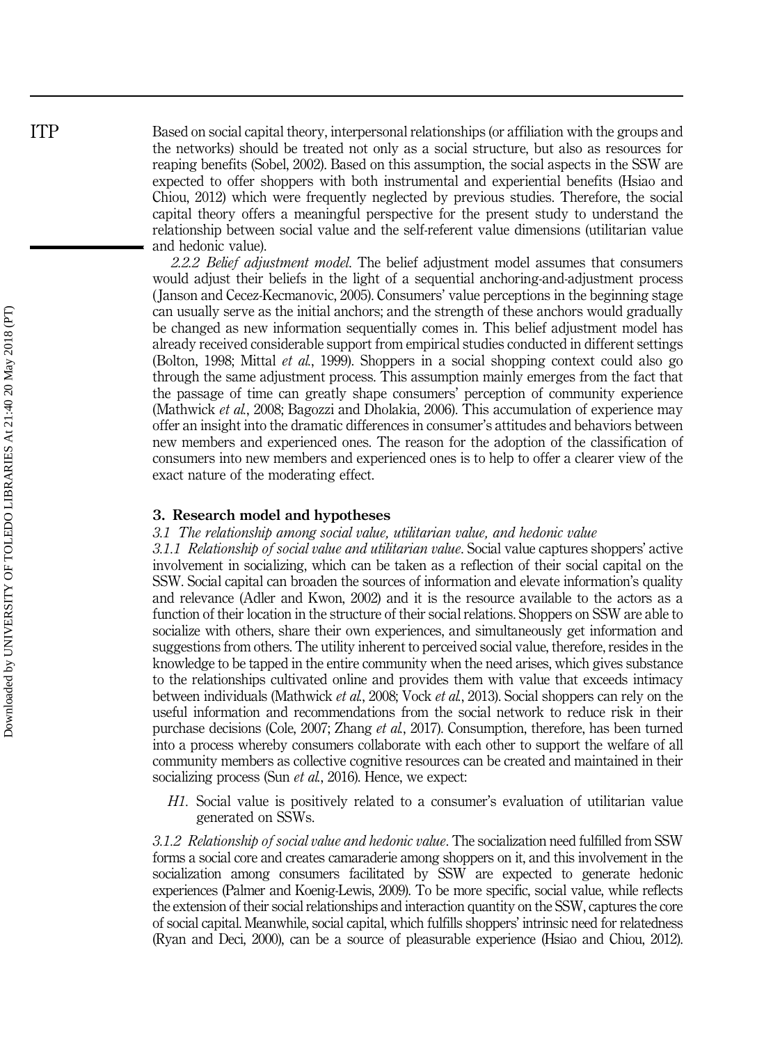Based on social capital theory, interpersonal relationships (or affiliation with the groups and the networks) should be treated not only as a social structure, but also as resources for reaping benefits (Sobel, 2002). Based on this assumption, the social aspects in the SSW are expected to offer shoppers with both instrumental and experiential benefits (Hsiao and Chiou, 2012) which were frequently neglected by previous studies. Therefore, the social capital theory offers a meaningful perspective for the present study to understand the relationship between social value and the self-referent value dimensions (utilitarian value and hedonic value).

*2.2.2 Belief adjustment model.* The belief adjustment model assumes that consumers would adjust their beliefs in the light of a sequential anchoring-and-adjustment process (Janson and Cecez-Kecmanovic, 2005). Consumers' value perceptions in the beginning stage can usually serve as the initial anchors; and the strength of these anchors would gradually be changed as new information sequentially comes in. This belief adjustment model has already received considerable support from empirical studies conducted in different settings (Bolton, 1998; Mittal *et al.*, 1999). Shoppers in a social shopping context could also go through the same adjustment process. This assumption mainly emerges from the fact that the passage of time can greatly shape consumers' perception of community experience (Mathwick *et al.*, 2008; Bagozzi and Dholakia, 2006). This accumulation of experience may offer an insight into the dramatic differences in consumer's attitudes and behaviors between new members and experienced ones. The reason for the adoption of the classification of consumers into new members and experienced ones is to help to offer a clearer view of the exact nature of the moderating effect.

## 3. Research model and hypotheses

### *3.1 The relationship among social value, utilitarian value, and hedonic value*

*3.1.1 Relationship of social value and utilitarian value.* Social value captures shoppers' active involvement in socializing, which can be taken as a reflection of their social capital on the SSW. Social capital can broaden the sources of information and elevate information's quality and relevance (Adler and Kwon, 2002) and it is the resource available to the actors as a function of their location in the structure of their social relations. Shoppers on SSW are able to socialize with others, share their own experiences, and simultaneously get information and suggestions from others. The utility inherent to perceived social value, therefore, resides in the knowledge to be tapped in the entire community when the need arises, which gives substance to the relationships cultivated online and provides them with value that exceeds intimacy between individuals (Mathwick *et al.*, 2008; Vock *et al.*, 2013). Social shoppers can rely on the useful information and recommendations from the social network to reduce risk in their purchase decisions (Cole, 2007; Zhang *et al.*, 2017). Consumption, therefore, has been turned into a process whereby consumers collaborate with each other to support the welfare of all community members as collective cognitive resources can be created and maintained in their socializing process (Sun *et al.*, 2016). Hence, we expect:

> *H1.* Social value is positively related to a consumer's evaluation of utilitarian value generated on SSWs.

*3.1.2 Relationship of social value and hedonic value.* The socialization need fulfilled from SSW forms a social core and creates camaraderie among shoppers on it, and this involvement in the socialization among consumers facilitated by SSW are expected to generate hedonic experiences (Palmer and Koenig-Lewis, 2009). To be more specific, social value, while reflects the extension of their social relationships and interaction quantity on the SSW, captures the core of social capital. Meanwhile, social capital, which fulfills shoppers' intrinsic need for relatedness (Ryan and Deci, 2000), can be a source of pleasurable experience (Hsiao and Chiou, 2012).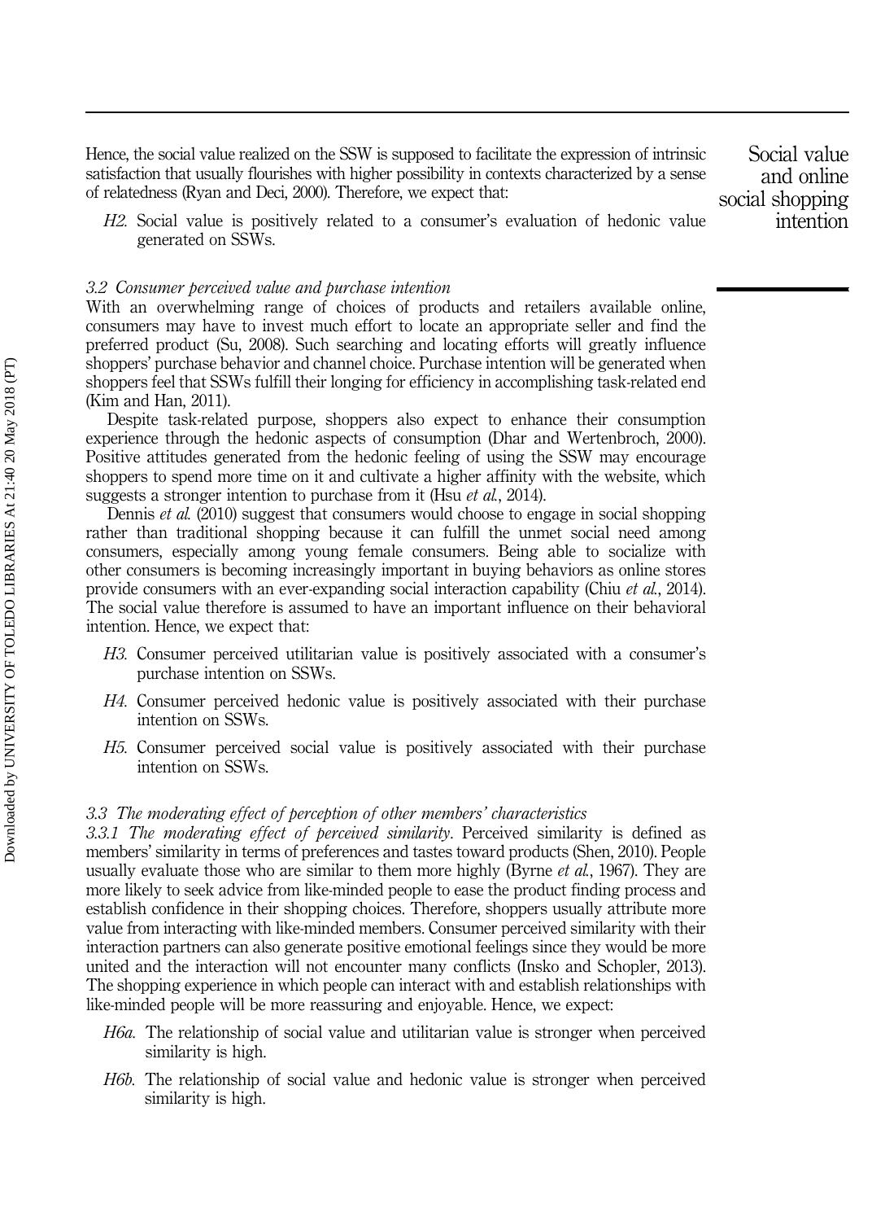Hence, the social value realized on the SSW is supposed to facilitate the expression of intrinsic satisfaction that usually flourishes with higher possibility in contexts characterized by a sense of relatedness (Ryan and Deci, 2000). Therefore, we expect that:

*H2.* Social value is positively related to a consumer's evaluation of hedonic value generated on SSWs.

### *3.2 Consumer perceived value and purchase intention*

With an overwhelming range of choices of products and retailers available online, consumers may have to invest much effort to locate an appropriate seller and find the preferred product (Su, 2008). Such searching and locating efforts will greatly influence shoppers' purchase behavior and channel choice. Purchase intention will be generated when shoppers feel that SSWs fulfill their longing for efficiency in accomplishing task-related end (Kim and Han, 2011).

Despite task-related purpose, shoppers also expect to enhance their consumption experience through the hedonic aspects of consumption (Dhar and Wertenbroch, 2000). Positive attitudes generated from the hedonic feeling of using the SSW may encourage shoppers to spend more time on it and cultivate a higher affinity with the website, which suggests a stronger intention to purchase from it (Hsu *et al.*, 2014).

Dennis *et al.* (2010) suggest that consumers would choose to engage in social shopping rather than traditional shopping because it can fulfill the unmet social need among consumers, especially among young female consumers. Being able to socialize with other consumers is becoming increasingly important in buying behaviors as online stores provide consumers with an ever-expanding social interaction capability (Chiu *et al.*, 2014). The social value therefore is assumed to have an important influence on their behavioral intention. Hence, we expect that:

*H3.* Consumer perceived utilitarian value is positively associated with a consumer's purchase intention on SSWs.

*H4.* Consumer perceived hedonic value is positively associated with their purchase intention on SSWs.

*H5.* Consumer perceived social value is positively associated with their purchase intention on SSWs.

### *3.3 The moderating effect of perception of other members' characteristics*

*3.3.1 The moderating effect of perceived similarity.* Perceived similarity is defined as members' similarity in terms of preferences and tastes toward products (Shen, 2010). People usually evaluate those who are similar to them more highly (Byrne *et al.*, 1967). They are more likely to seek advice from like-minded people to ease the product finding process and establish confidence in their shopping choices. Therefore, shoppers usually attribute more value from interacting with like-minded members. Consumer perceived similarity with their interaction partners can also generate positive emotional feelings since they would be more united and the interaction will not encounter many conflicts (Insko and Schopler, 2013). The shopping experience in which people can interact with and establish relationships with like-minded people will be more reassuring and enjoyable. Hence, we expect:

*H6a.* The relationship of social value and utilitarian value is stronger when perceived similarity is high.

*H6b.* The relationship of social value and hedonic value is stronger when perceived similarity is high.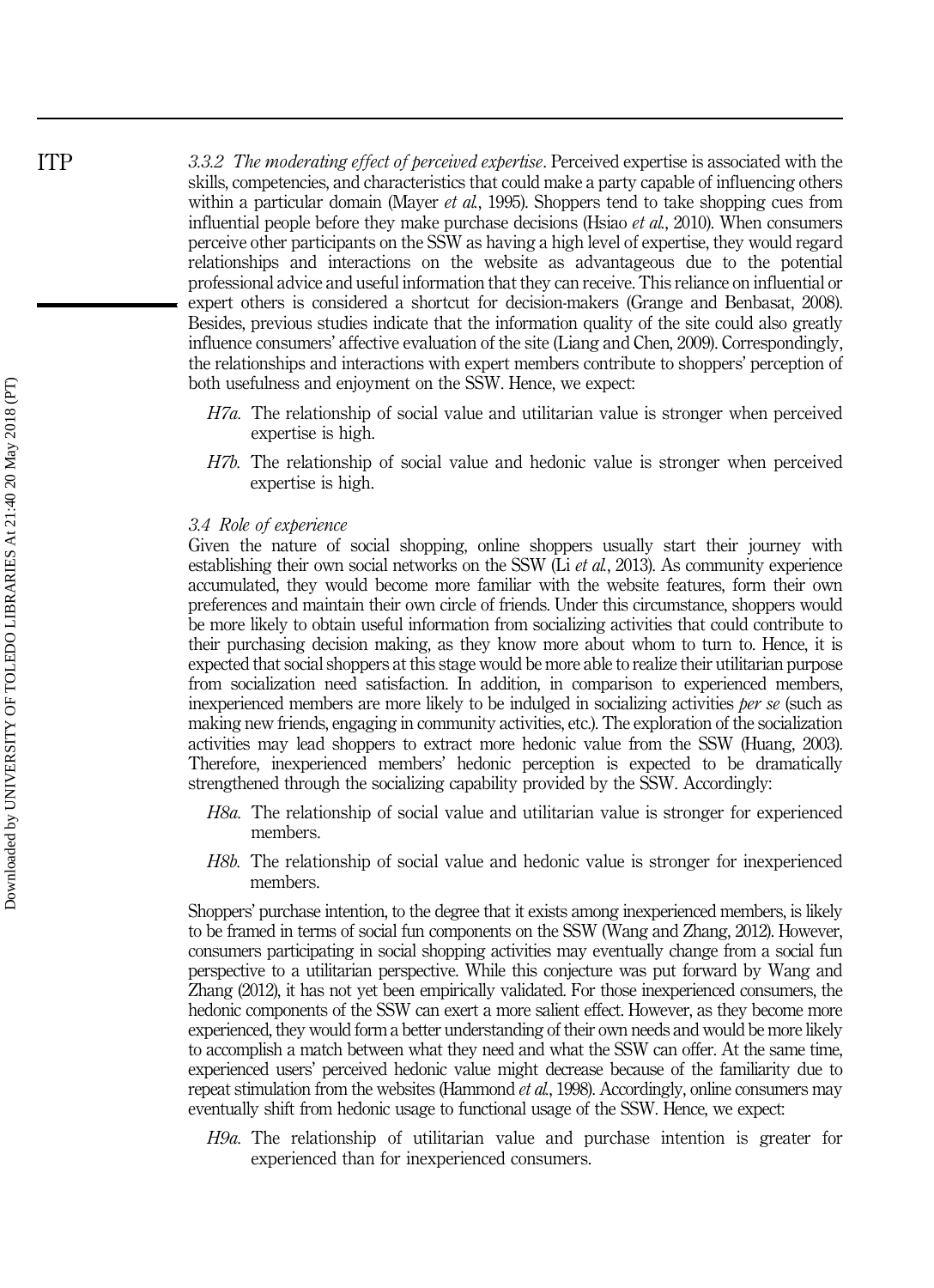*3.3.2 The moderating effect of perceived expertise*. Perceived expertise is associated with the skills, competencies, and characteristics that could make a party capable of influencing others within a particular domain (Mayer *et al.*, 1995). Shoppers tend to take shopping cues from influential people before they make purchase decisions (Hsiao *et al.*, 2010). When consumers perceive other participants on the SSW as having a high level of expertise, they would regard relationships and interactions on the website as advantageous due to the potential professional advice and useful information that they can receive. This reliance on influential or expert others is considered a shortcut for decision-makers (Grange and Benbasat, 2008). Besides, previous studies indicate that the information quality of the site could also greatly influence consumers' affective evaluation of the site (Liang and Chen, 2009). Correspondingly, the relationships and interactions with expert members contribute to shoppers' perception of both usefulness and enjoyment on the SSW. Hence, we expect:

- *H7a*. The relationship of social value and utilitarian value is stronger when perceived expertise is high.
- *H7b*. The relationship of social value and hedonic value is stronger when perceived expertise is high.

*3.4 Role of experience*

Given the nature of social shopping, online shoppers usually start their journey with establishing their own social networks on the SSW (Li *et al.*, 2013). As community experience accumulated, they would become more familiar with the website features, form their own preferences and maintain their own circle of friends. Under this circumstance, shoppers would be more likely to obtain useful information from socializing activities that could contribute to their purchasing decision making, as they know more about whom to turn to. Hence, it is expected that social shoppers at this stage would be more able to realize their utilitarian purpose from socialization need satisfaction. In addition, in comparison to experienced members, inexperienced members are more likely to be indulged in socializing activities *per se* (such as making new friends, engaging in community activities, etc.). The exploration of the socialization activities may lead shoppers to extract more hedonic value from the SSW (Huang, 2003). Therefore, inexperienced members' hedonic perception is expected to be dramatically strengthened through the socializing capability provided by the SSW. Accordingly:

- *H8a*. The relationship of social value and utilitarian value is stronger for experienced members.
- *H8b*. The relationship of social value and hedonic value is stronger for inexperienced members.

Shoppers' purchase intention, to the degree that it exists among inexperienced members, is likely to be framed in terms of social fun components on the SSW (Wang and Zhang, 2012). However, consumers participating in social shopping activities may eventually change from a social fun perspective to a utilitarian perspective. While this conjecture was put forward by Wang and Zhang (2012), it has not yet been empirically validated. For those inexperienced consumers, the hedonic components of the SSW can exert a more salient effect. However, as they become more experienced, they would form a better understanding of their own needs and would be more likely to accomplish a match between what they need and what the SSW can offer. At the same time, experienced users' perceived hedonic value might decrease because of the familiarity due to repeat stimulation from the websites (Hammond *et al.*, 1998). Accordingly, online consumers may eventually shift from hedonic usage to functional usage of the SSW. Hence, we expect:

- *H9a*. The relationship of utilitarian value and purchase intention is greater for experienced than for inexperienced consumers.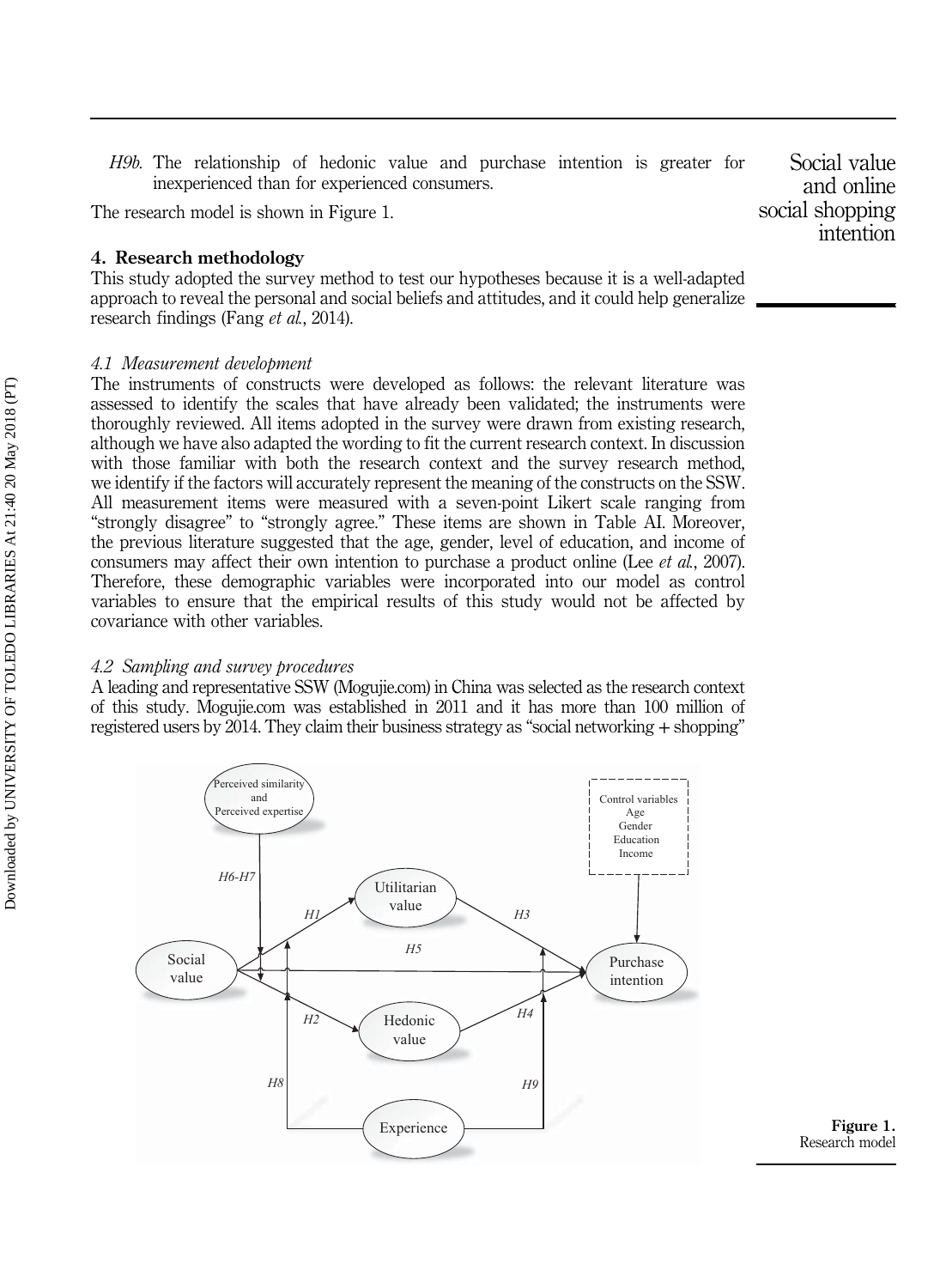*H9b*. The relationship of hedonic value and purchase intention is greater for inexperienced than for experienced consumers.

The research model is shown in Figure 1.

## 4. Research methodology

This study adopted the survey method to test our hypotheses because it is a well-adapted approach to reveal the personal and social beliefs and attitudes, and it could help generalize research findings (Fang *et al.*, 2014).

### 4.1 Measurement development

The instruments of constructs were developed as follows: the relevant literature was assessed to identify the scales that have already been validated; the instruments were thoroughly reviewed. All items adopted in the survey were drawn from existing research, although we have also adapted the wording to fit the current research context. In discussion with those familiar with both the research context and the survey research method, we identify if the factors will accurately represent the meaning of the constructs on the SSW. All measurement items were measured with a seven-point Likert scale ranging from "strongly disagree" to "strongly agree." These items are shown in Table AI. Moreover, the previous literature suggested that the age, gender, level of education, and income of consumers may affect their own intention to purchase a product online (Lee *et al.*, 2007). Therefore, these demographic variables were incorporated into our model as control variables to ensure that the empirical results of this study would not be affected by covariance with other variables.

### 4.2 Sampling and survey procedures

A leading and representative SSW (Mogujie.com) in China was selected as the research context of this study. Mogujie.com was established in 2011 and it has more than 100 million of registered users by 2014. They claim their business strategy as "social networking + shopping"

**Figure 1.** Research model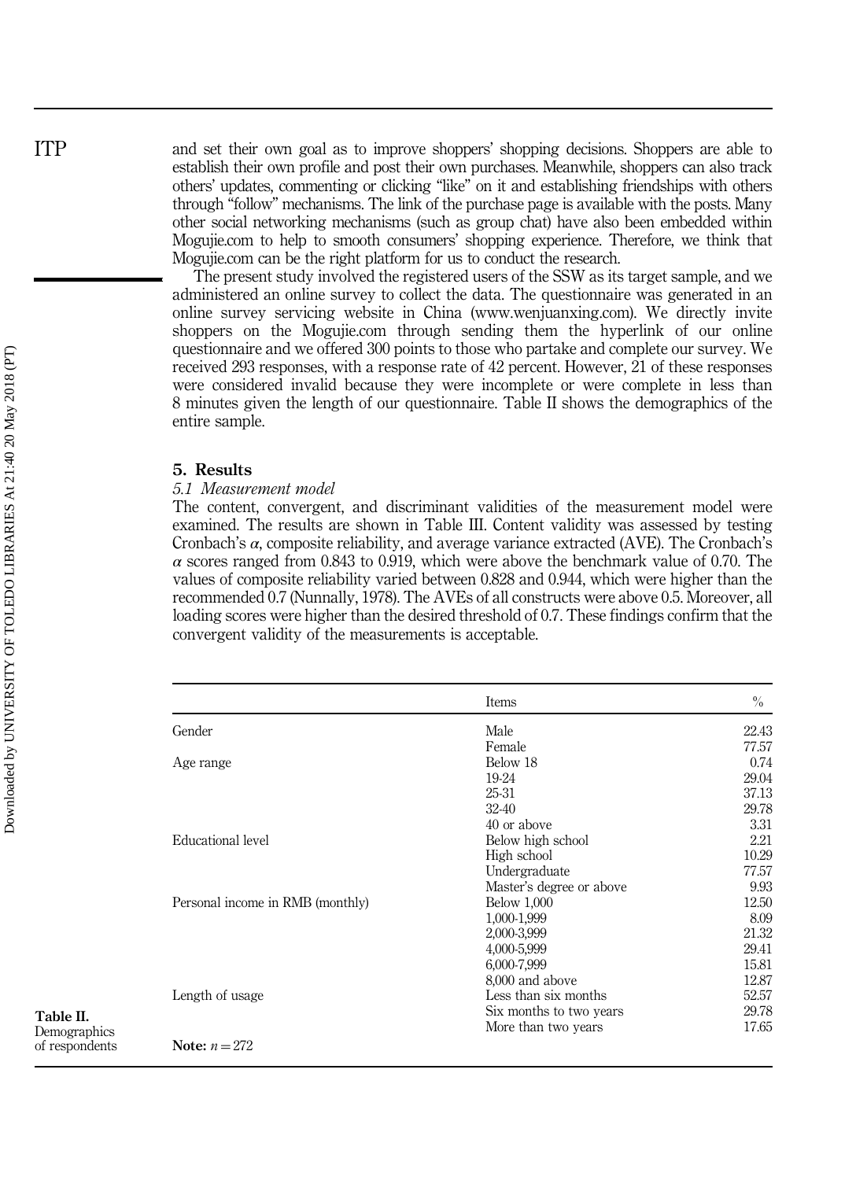and set their own goal as to improve shoppers' shopping decisions. Shoppers are able to establish their own profile and post their own purchases. Meanwhile, shoppers can also track others' updates, commenting or clicking "like" on it and establishing friendships with others through "follow" mechanisms. The link of the purchase page is available with the posts. Many other social networking mechanisms (such as group chat) have also been embedded within Mogujie.com to help to smooth consumers' shopping experience. Therefore, we think that Mogujie.com can be the right platform for us to conduct the research.

The present study involved the registered users of the SSW as its target sample, and we administered an online survey to collect the data. The questionnaire was generated in an online survey servicing website in China (www.wenjuanxing.com). We directly invite shoppers on the Mogujie.com through sending them the hyperlink of our online questionnaire and we offered 300 points to those who partake and complete our survey. We received 293 responses, with a response rate of 42 percent. However, 21 of these responses were considered invalid because they were incomplete or were complete in less than 8 minutes given the length of our questionnaire. Table II shows the demographics of the entire sample.

## 5. Results

### *5.1 Measurement model*

The content, convergent, and discriminant validities of the measurement model were examined. The results are shown in Table III. Content validity was assessed by testing Cronbach's $\alpha$, composite reliability, and average variance extracted (AVE). The Cronbach's $\alpha$ scores ranged from 0.843 to 0.919, which were above the benchmark value of 0.70. The values of composite reliability varied between 0.828 and 0.944, which were higher than the recommended 0.7 (Nunnally, 1978). The AVEs of all constructs were above 0.5. Moreover, all loading scores were higher than the desired threshold of 0.7. These findings confirm that the convergent validity of the measurements is acceptable.

**Table II.** Demographics of respondents

| | Items | % |
|---|---|---|
| Gender | Male | 22.43 |
| | Female | 77.57 |
| Age range | Below 18 | 0.74 |
| | 19-24 | 29.04 |
| | 25-31 | 37.13 |
| | 32-40 | 29.78 |
| | 40 or above | 3.31 |
| Educational level | Below high school | 2.21 |
| | High school | 10.29 |
| | Undergraduate | 77.57 |
| | Master's degree or above | 9.93 |
| Personal income in RMB (monthly) | Below 1,000 | 12.50 |
| | 1,000-1,999 | 8.09 |
| | 2,000-3,999 | 21.32 |
| | 4,000-5,999 | 29.41 |
| | 6,000-7,999 | 15.81 |
| | 8,000 and above | 12.87 |
| Length of usage | Less than six months | 52.57 |
| | Six months to two years | 29.78 |
| | More than two years | 17.65 |

**Note:** $n = 272$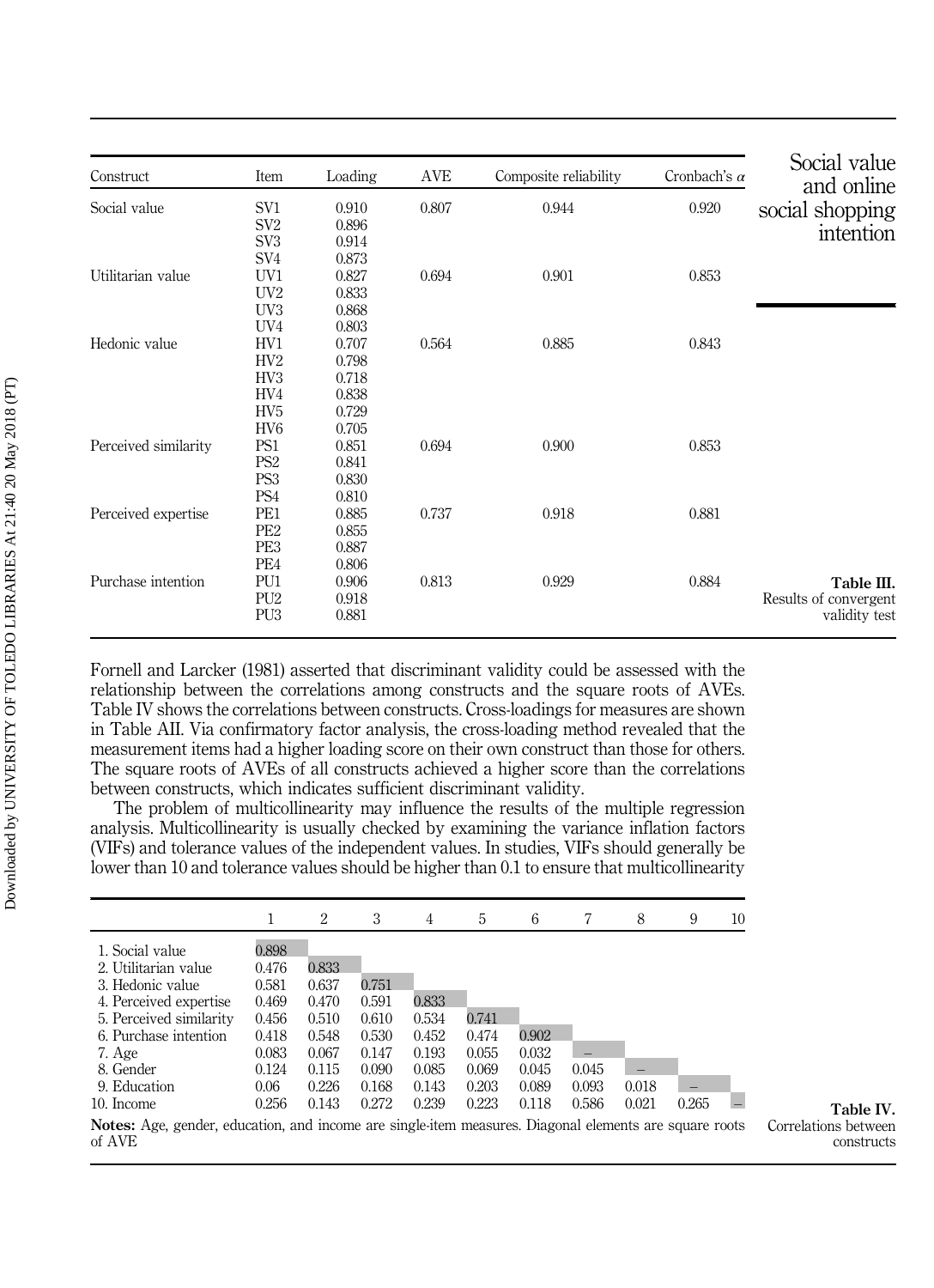| Construct | Item | Loading | AVE | Composite reliability | Cronbach's $\alpha$ |
|---|---|---|---|---|---|
| Social value | SV1 | 0.910 | 0.807 | 0.944 | 0.920 |
| | SV2 | 0.896 | | | |
| | SV3 | 0.914 | | | |
| | SV4 | 0.873 | | | |
| Utilitarian value | UV1 | 0.827 | 0.694 | 0.901 | 0.853 |
| | UV2 | 0.833 | | | |
| | UV3 | 0.868 | | | |
| | UV4 | 0.803 | | | |
| Hedonic value | HV1 | 0.707 | 0.564 | 0.885 | 0.843 |
| | HV2 | 0.798 | | | |
| | HV3 | 0.718 | | | |
| | HV4 | 0.838 | | | |
| | HV5 | 0.729 | | | |
| | HV6 | 0.705 | | | |
| Perceived similarity | PS1 | 0.851 | 0.694 | 0.900 | 0.853 |
| | PS2 | 0.841 | | | |
| | PS3 | 0.830 | | | |
| | PS4 | 0.810 | | | |
| Perceived expertise | PE1 | 0.885 | 0.737 | 0.918 | 0.881 |
| | PE2 | 0.855 | | | |
| | PE3 | 0.887 | | | |
| | PE4 | 0.806 | | | |
| Purchase intention | PU1 | 0.906 | 0.813 | 0.929 | 0.884 |
| | PU2 | 0.918 | | | |
| | PU3 | 0.881 | | | |

**Table III.** Results of convergent validity test

Fornell and Larcker (1981) asserted that discriminant validity could be assessed with the relationship between the correlations among constructs and the square roots of AVEs. Table IV shows the correlations between constructs. Cross-loadings for measures are shown in Table AII. Via confirmatory factor analysis, the cross-loading method revealed that the measurement items had a higher loading score on their own construct than those for others. The square roots of AVEs of all constructs achieved a higher score than the correlations between constructs, which indicates sufficient discriminant validity.

The problem of multicollinearity may influence the results of the multiple regression analysis. Multicollinearity is usually checked by examining the variance inflation factors (VIFs) and tolerance values of the independent values. In studies, VIFs should generally be lower than 10 and tolerance values should be higher than 0.1 to ensure that multicollinearity

| | 1 | 2 | 3 | 4 | 5 | 6 | 7 | 8 | 9 | 10 |
|---|---|---|---|---|---|---|---|---|---|---|
| 1. Social value | 0.898 | | | | | | | | | |
| 2. Utilitarian value | 0.476 | 0.833 | | | | | | | | |
| 3. Hedonic value | 0.581 | 0.637 | 0.751 | | | | | | | |
| 4. Perceived expertise | 0.469 | 0.470 | 0.591 | 0.833 | | | | | | |
| 5. Perceived similarity | 0.456 | 0.510 | 0.610 | 0.534 | 0.741 | | | | | |
| 6. Purchase intention | 0.418 | 0.548 | 0.530 | 0.452 | 0.474 | 0.902 | | | | |
| 7. Age | 0.083 | 0.067 | 0.147 | 0.193 | 0.055 | 0.032 | – | | | |
| 8. Gender | 0.124 | 0.115 | 0.090 | 0.085 | 0.069 | 0.045 | 0.045 | – | | |
| 9. Education | 0.06 | 0.226 | 0.168 | 0.143 | 0.203 | 0.089 | 0.093 | 0.018 | – | |
| 10. Income | 0.256 | 0.143 | 0.272 | 0.239 | 0.223 | 0.118 | 0.586 | 0.021 | 0.265 | – |

**Notes:** Age, gender, education, and income are single-item measures. Diagonal elements are square roots of AVE

**Table IV.** Correlations between constructs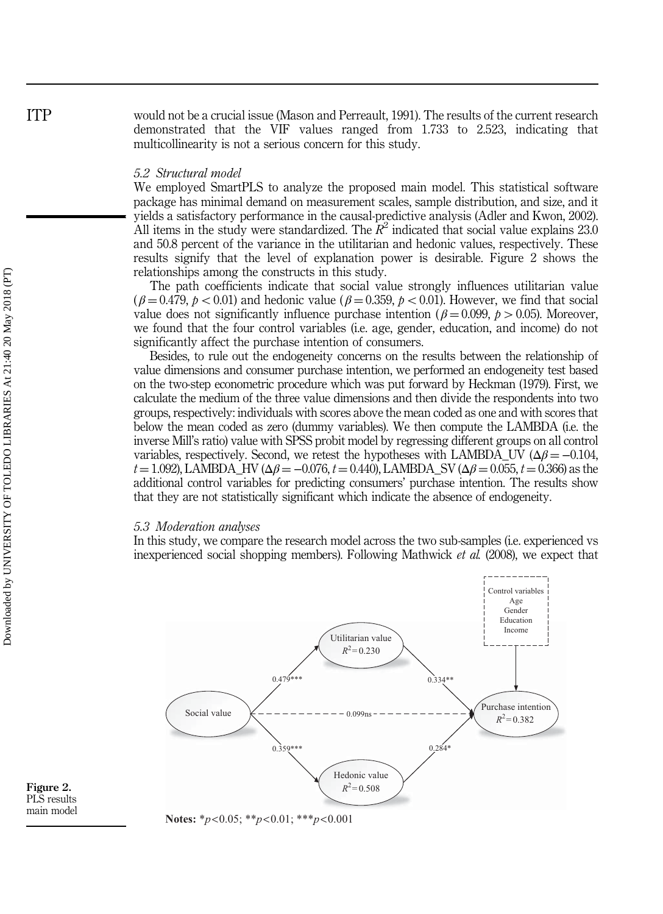would not be a crucial issue (Mason and Perreault, 1991). The results of the current research demonstrated that the VIF values ranged from 1.733 to 2.523, indicating that multicollinearity is not a serious concern for this study.

### 5.2 Structural model

We employed SmartPLS to analyze the proposed main model. This statistical software package has minimal demand on measurement scales, sample distribution, and size, and it yields a satisfactory performance in the causal-predictive analysis (Adler and Kwon, 2002). All items in the study were standardized. The $R^2$ indicated that social value explains 23.0 and 50.8 percent of the variance in the utilitarian and hedonic values, respectively. These results signify that the level of explanation power is desirable. Figure 2 shows the relationships among the constructs in this study.

The path coefficients indicate that social value strongly influences utilitarian value ($\beta = 0.479$, $p < 0.01$) and hedonic value ($\beta = 0.359$, $p < 0.01$). However, we find that social value does not significantly influence purchase intention ($\beta = 0.099$, $p > 0.05$). Moreover, we found that the four control variables (i.e. age, gender, education, and income) do not significantly affect the purchase intention of consumers.

Besides, to rule out the endogeneity concerns on the results between the relationship of value dimensions and consumer purchase intention, we performed an endogeneity test based on the two-step econometric procedure which was put forward by Heckman (1979). First, we calculate the medium of the three value dimensions and then divide the respondents into two groups, respectively: individuals with scores above the mean coded as one and with scores that below the mean coded as zero (dummy variables). We then compute the LAMBDA (i.e. the inverse Mill's ratio) value with SPSS probit model by regressing different groups on all control variables, respectively. Second, we retest the hypotheses with LAMBDA_UV ($\Delta\beta = -0.104$, $t = 1.092$), LAMBDA_HV ($\Delta\beta = -0.076$, $t = 0.440$), LAMBDA_SV ($\Delta\beta = 0.055$, $t = 0.366$) as the additional control variables for predicting consumers' purchase intention. The results show that they are not statistically significant which indicate the absence of endogeneity.

### 5.3 Moderation analyses

In this study, we compare the research model across the two sub-samples (i.e. experienced vs inexperienced social shopping members). Following Mathwick *et al.* (2008), we expect that

Figure 2. PLS results main model

**Notes:** $^{*}p<0.05$; $^{**}p<0.01$; $^{***}p<0.001$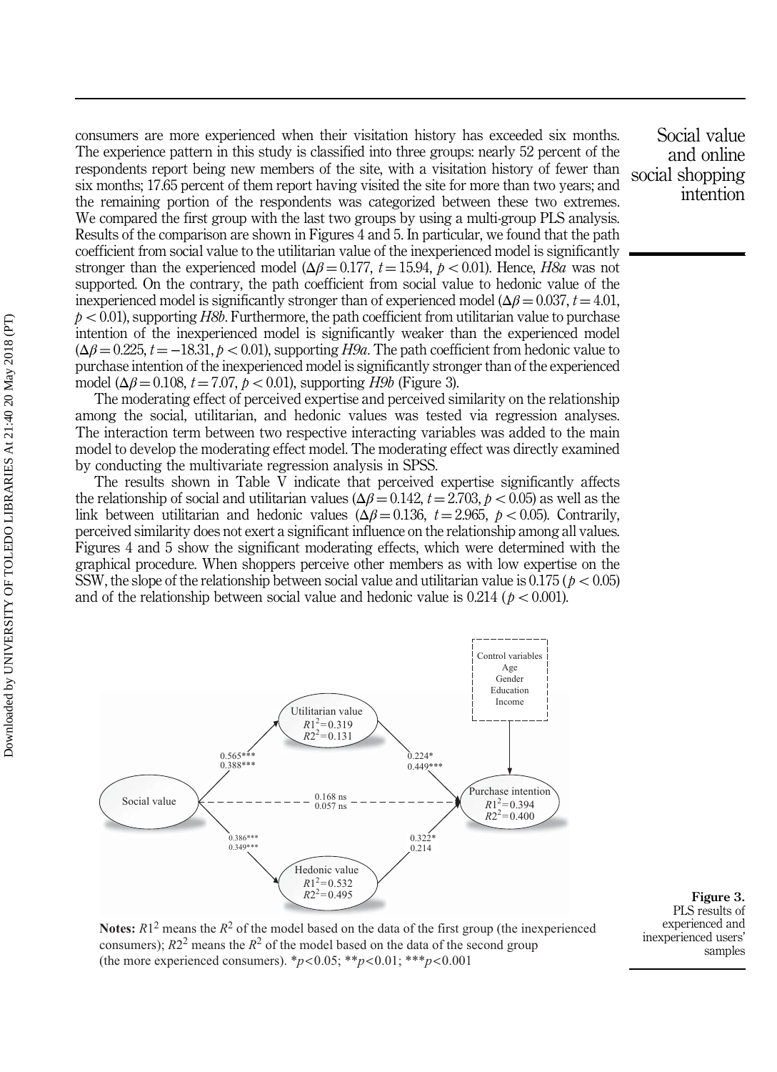consumers are more experienced when their visitation history has exceeded six months. The experience pattern in this study is classified into three groups: nearly 52 percent of the respondents report being new members of the site, with a visitation history of fewer than six months; 17.65 percent of them report having visited the site for more than two years; and the remaining portion of the respondents was categorized between these two extremes. We compared the first group with the last two groups by using a multi-group PLS analysis. Results of the comparison are shown in Figures 4 and 5. In particular, we found that the path coefficient from social value to the utilitarian value of the inexperienced model is significantly stronger than the experienced model ($\Delta\beta = 0.177$, $t = 15.94$, $p < 0.01$). Hence, *H8a* was not supported. On the contrary, the path coefficient from social value to hedonic value of the inexperienced model is significantly stronger than of experienced model ($\Delta\beta = 0.037$, $t = 4.01$, $p < 0.01$), supporting *H8b*. Furthermore, the path coefficient from utilitarian value to purchase intention of the inexperienced model is significantly weaker than the experienced model ($\Delta\beta = 0.225$, $t = -18.31$, $p < 0.01$), supporting *H9a*. The path coefficient from hedonic value to purchase intention of the inexperienced model is significantly stronger than of the experienced model ($\Delta\beta = 0.108$, $t = 7.07$, $p < 0.01$), supporting *H9b* (Figure 3).

The moderating effect of perceived expertise and perceived similarity on the relationship among the social, utilitarian, and hedonic values was tested via regression analyses. The interaction term between two respective interacting variables was added to the main model to develop the moderating effect model. The moderating effect was directly examined by conducting the multivariate regression analysis in SPSS.

The results shown in Table V indicate that perceived expertise significantly affects the relationship of social and utilitarian values ($\Delta\beta = 0.142$, $t = 2.703$, $p < 0.05$) as well as the link between utilitarian and hedonic values ($\Delta\beta = 0.136$, $t = 2.965$, $p < 0.05$). Contrarily, perceived similarity does not exert a significant influence on the relationship among all values. Figures 4 and 5 show the significant moderating effects, which were determined with the graphical procedure. When shoppers perceive other members as with low expertise on the SSW, the slope of the relationship between social value and utilitarian value is 0.175 ($p < 0.05$) and of the relationship between social value and hedonic value is 0.214 ($p < 0.001$).

Control variables: Age, Gender, Education, Income

Social value → Utilitarian value ($R1^2 = 0.319$; $R2^2 = 0.131$): 0.565***, 0.388***

Social value → Hedonic value ($R1^2 = 0.532$; $R2^2 = 0.495$): 0.386***, 0.349***

Social value → Purchase intention ($R1^2 = 0.394$; $R2^2 = 0.400$): 0.168 ns, 0.057 ns

Utilitarian value → Purchase intention: 0.224*, 0.449***

Hedonic value → Purchase intention: 0.322*, 0.214

**Notes:** $R1^2$ means the $R^2$ of the model based on the data of the first group (the inexperienced consumers); $R2^2$ means the $R^2$ of the model based on the data of the second group (the more experienced consumers). *$p<0.05$; **$p<0.01$; ***$p<0.001$

**Figure 3.** PLS results of experienced and inexperienced users' samples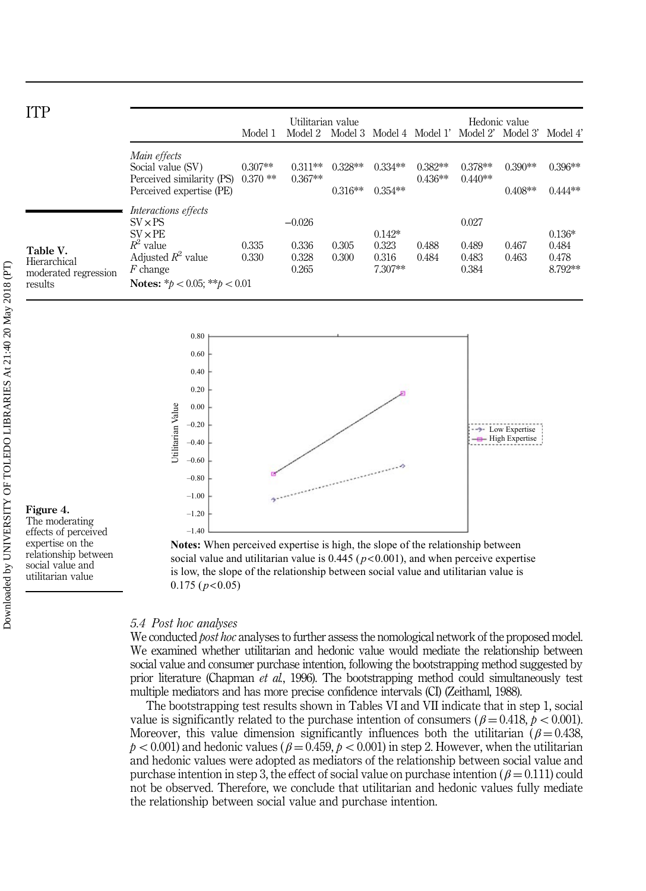**Table V.** Hierarchical moderated regression results

| | Utilitarian value | | | | Hedonic value | | | |
|---|---|---|---|---|---|---|---|---|
| | Model 1 | Model 2 | Model 3 | Model 4 | Model 1' | Model 2' | Model 3' | Model 4' |
| *Main effects* | | | | | | | | |
| Social value (SV) | 0.307** | 0.311** | 0.328** | 0.334** | 0.382** | 0.378** | 0.390** | 0.396** |
| Perceived similarity (PS) | 0.370 ** | 0.367** | | | 0.436** | 0.440** | | |
| Perceived expertise (PE) | | | 0.316** | 0.354** | | | 0.408** | 0.444** |
| *Interactions effects* | | | | | | | | |
| SV × PS | | −0.026 | | | | 0.027 | | |
| SV × PE | | | | 0.142* | | | | 0.136* |
| $R^2$ value | 0.335 | 0.336 | 0.305 | 0.323 | 0.488 | 0.489 | 0.467 | 0.484 |
| Adjusted $R^2$ value | 0.330 | 0.328 | 0.300 | 0.316 | 0.484 | 0.483 | 0.463 | 0.478 |
| *F* change | | 0.265 | | 7.307** | | 0.384 | | 8.792** |

**Notes:** $*p < 0.05$; $**p < 0.01$

**Figure 4.** The moderating effects of perceived expertise on the relationship between social value and utilitarian value

**Notes:** When perceived expertise is high, the slope of the relationship between social value and utilitarian value is 0.445 ($p<0.001$), and when perceive expertise is low, the slope of the relationship between social value and utilitarian value is 0.175 ($p<0.05$)

### 5.4 Post hoc analyses

We conducted *post hoc* analyses to further assess the nomological network of the proposed model. We examined whether utilitarian and hedonic value would mediate the relationship between social value and consumer purchase intention, following the bootstrapping method suggested by prior literature (Chapman *et al.*, 1996). The bootstrapping method could simultaneously test multiple mediators and has more precise confidence intervals (CI) (Zeithaml, 1988).

The bootstrapping test results shown in Tables VI and VII indicate that in step 1, social value is significantly related to the purchase intention of consumers ($\beta = 0.418$, $p < 0.001$). Moreover, this value dimension significantly influences both the utilitarian ($\beta = 0.438$, $p < 0.001$) and hedonic values ($\beta = 0.459$, $p < 0.001$) in step 2. However, when the utilitarian and hedonic values were adopted as mediators of the relationship between social value and purchase intention in step 3, the effect of social value on purchase intention ($\beta = 0.111$) could not be observed. Therefore, we conclude that utilitarian and hedonic values fully mediate the relationship between social value and purchase intention.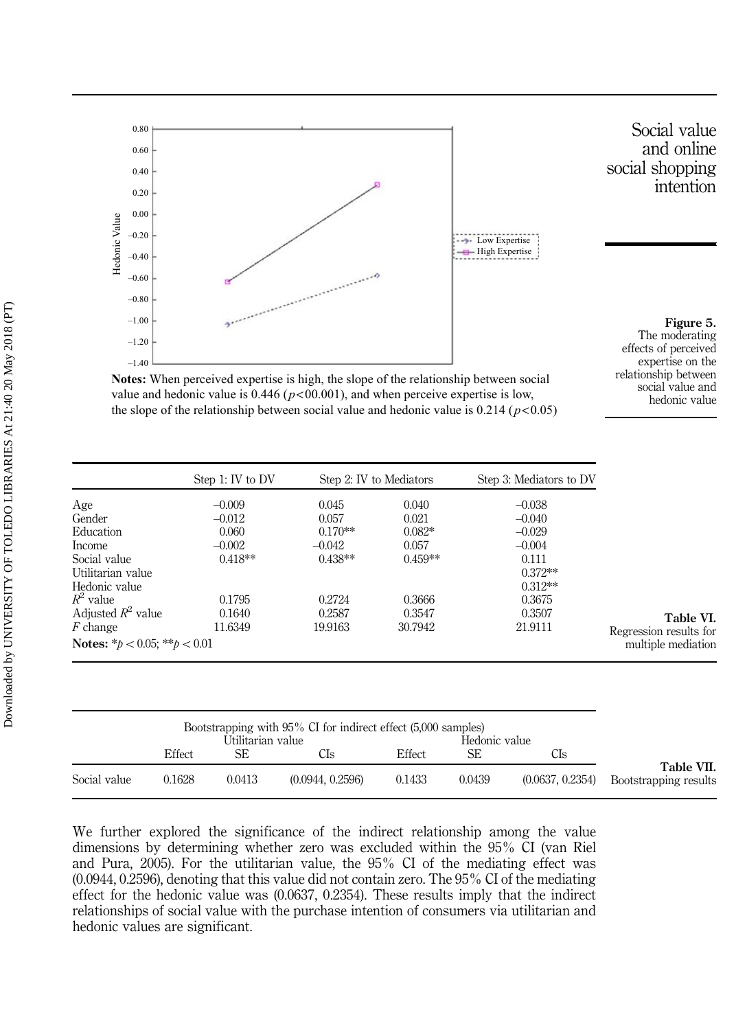**Notes:** When perceived expertise is high, the slope of the relationship between social value and hedonic value is 0.446 ($p$<00.001), and when perceive expertise is low, the slope of the relationship between social value and hedonic value is 0.214 ($p$<0.05)

**Figure 5.** The moderating effects of perceived expertise on the relationship between social value and hedonic value

| | Step 1: IV to DV | Step 2: IV to Mediators | | Step 3: Mediators to DV |
|---|---|---|---|---|
| Age | −0.009 | 0.045 | 0.040 | −0.038 |
| Gender | −0.012 | 0.057 | 0.021 | −0.040 |
| Education | 0.060 | 0.170** | 0.082* | −0.029 |
| Income | −0.002 | −0.042 | 0.057 | −0.004 |
| Social value | 0.418** | 0.438** | 0.459** | 0.111 |
| Utilitarian value | | | | 0.372** |
| Hedonic value | | | | 0.312** |
| $R^2$ value | 0.1795 | 0.2724 | 0.3666 | 0.3675 |
| Adjusted $R^2$ value | 0.1640 | 0.2587 | 0.3547 | 0.3507 |
| $F$ change | 11.6349 | 19.9163 | 30.7942 | 21.9111 |

**Notes:** * $p$ < 0.05; ** $p$ < 0.01

**Table VI.** Regression results for multiple mediation

| | Bootstrapping with 95% CI for indirect effect (5,000 samples) | | | | | |
|---|---|---|---|---|---|---|
| | Utilitarian value | | | Hedonic value | | |
| | Effect | SE | CIs | Effect | SE | CIs |
| Social value | 0.1628 | 0.0413 | (0.0944, 0.2596) | 0.1433 | 0.0439 | (0.0637, 0.2354) |

**Table VII.** Bootstrapping results

We further explored the significance of the indirect relationship among the value dimensions by determining whether zero was excluded within the 95% CI (van Riel and Pura, 2005). For the utilitarian value, the 95% CI of the mediating effect was (0.0944, 0.2596), denoting that this value did not contain zero. The 95% CI of the mediating effect for the hedonic value was (0.0637, 0.2354). These results imply that the indirect relationships of social value with the purchase intention of consumers via utilitarian and hedonic values are significant.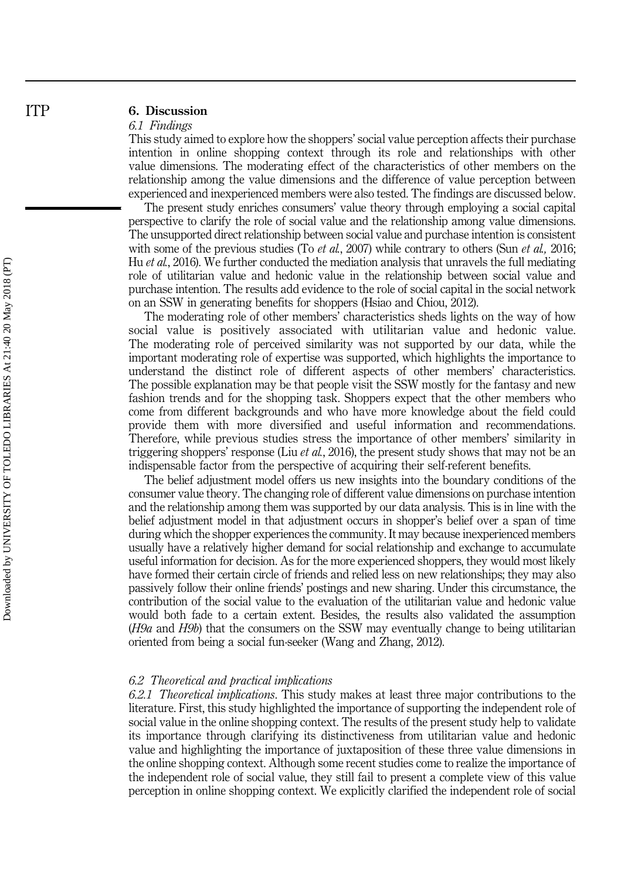## 6. Discussion

### 6.1 Findings

This study aimed to explore how the shoppers' social value perception affects their purchase intention in online shopping context through its role and relationships with other value dimensions. The moderating effect of the characteristics of other members on the relationship among the value dimensions and the difference of value perception between experienced and inexperienced members were also tested. The findings are discussed below.

The present study enriches consumers' value theory through employing a social capital perspective to clarify the role of social value and the relationship among value dimensions. The unsupported direct relationship between social value and purchase intention is consistent with some of the previous studies (To *et al.*, 2007) while contrary to others (Sun *et al.,* 2016; Hu *et al.*, 2016). We further conducted the mediation analysis that unravels the full mediating role of utilitarian value and hedonic value in the relationship between social value and purchase intention. The results add evidence to the role of social capital in the social network on an SSW in generating benefits for shoppers (Hsiao and Chiou, 2012).

The moderating role of other members' characteristics sheds lights on the way of how social value is positively associated with utilitarian value and hedonic value. The moderating role of perceived similarity was not supported by our data, while the important moderating role of expertise was supported, which highlights the importance to understand the distinct role of different aspects of other members' characteristics. The possible explanation may be that people visit the SSW mostly for the fantasy and new fashion trends and for the shopping task. Shoppers expect that the other members who come from different backgrounds and who have more knowledge about the field could provide them with more diversified and useful information and recommendations. Therefore, while previous studies stress the importance of other members' similarity in triggering shoppers' response (Liu *et al.*, 2016), the present study shows that may not be an indispensable factor from the perspective of acquiring their self-referent benefits.

The belief adjustment model offers us new insights into the boundary conditions of the consumer value theory. The changing role of different value dimensions on purchase intention and the relationship among them was supported by our data analysis. This is in line with the belief adjustment model in that adjustment occurs in shopper's belief over a span of time during which the shopper experiences the community. It may because inexperienced members usually have a relatively higher demand for social relationship and exchange to accumulate useful information for decision. As for the more experienced shoppers, they would most likely have formed their certain circle of friends and relied less on new relationships; they may also passively follow their online friends' postings and new sharing. Under this circumstance, the contribution of the social value to the evaluation of the utilitarian value and hedonic value would both fade to a certain extent. Besides, the results also validated the assumption (*H9a* and *H9b*) that the consumers on the SSW may eventually change to being utilitarian oriented from being a social fun-seeker (Wang and Zhang, 2012).

### 6.2 Theoretical and practical implications

*6.2.1 Theoretical implications.* This study makes at least three major contributions to the literature. First, this study highlighted the importance of supporting the independent role of social value in the online shopping context. The results of the present study help to validate its importance through clarifying its distinctiveness from utilitarian value and hedonic value and highlighting the importance of juxtaposition of these three value dimensions in the online shopping context. Although some recent studies come to realize the importance of the independent role of social value, they still fail to present a complete view of this value perception in online shopping context. We explicitly clarified the independent role of social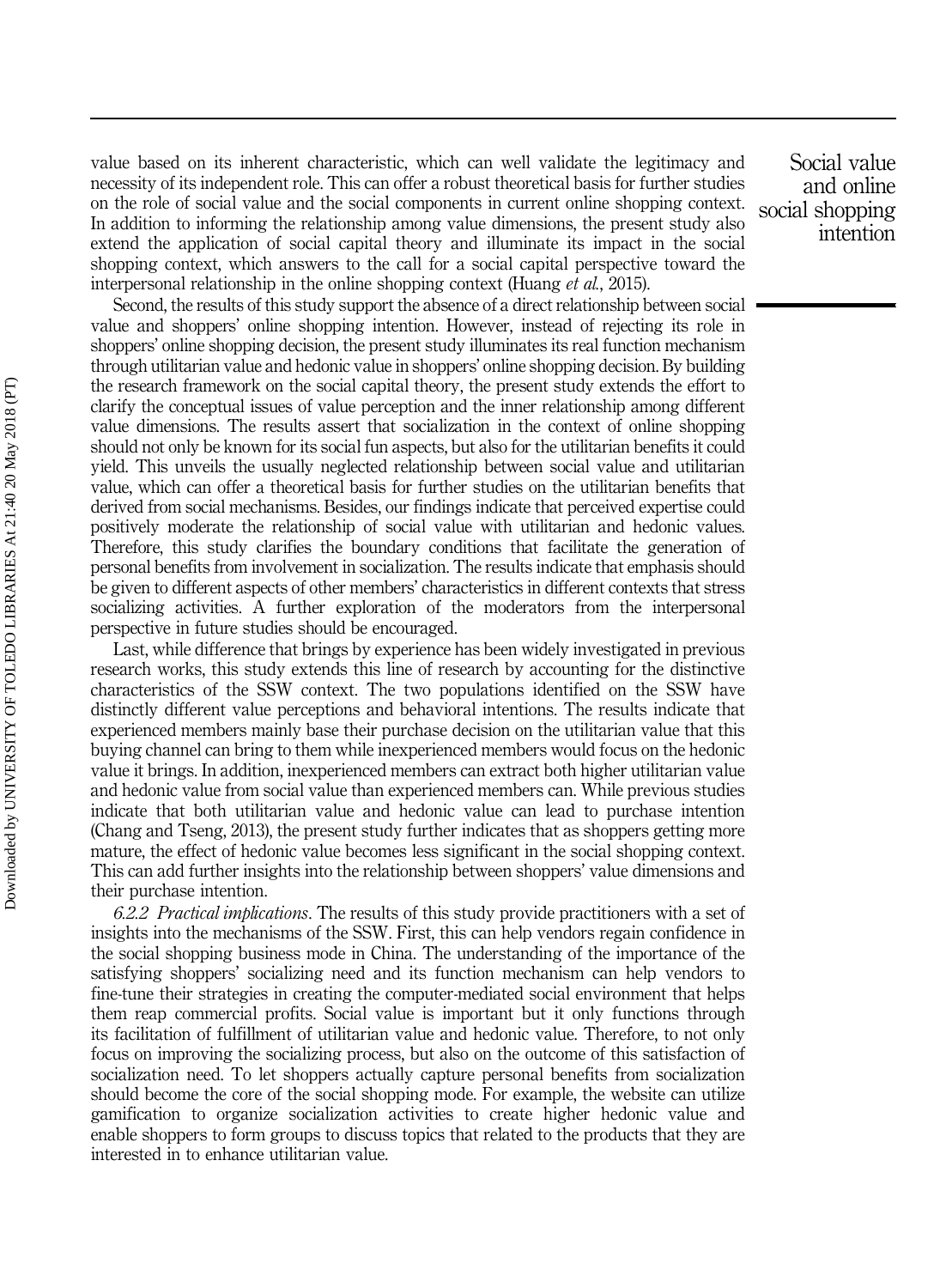value based on its inherent characteristic, which can well validate the legitimacy and necessity of its independent role. This can offer a robust theoretical basis for further studies on the role of social value and the social components in current online shopping context. In addition to informing the relationship among value dimensions, the present study also extend the application of social capital theory and illuminate its impact in the social shopping context, which answers to the call for a social capital perspective toward the interpersonal relationship in the online shopping context (Huang *et al.*, 2015).

Second, the results of this study support the absence of a direct relationship between social value and shoppers' online shopping intention. However, instead of rejecting its role in shoppers' online shopping decision, the present study illuminates its real function mechanism through utilitarian value and hedonic value in shoppers' online shopping decision. By building the research framework on the social capital theory, the present study extends the effort to clarify the conceptual issues of value perception and the inner relationship among different value dimensions. The results assert that socialization in the context of online shopping should not only be known for its social fun aspects, but also for the utilitarian benefits it could yield. This unveils the usually neglected relationship between social value and utilitarian value, which can offer a theoretical basis for further studies on the utilitarian benefits that derived from social mechanisms. Besides, our findings indicate that perceived expertise could positively moderate the relationship of social value with utilitarian and hedonic values. Therefore, this study clarifies the boundary conditions that facilitate the generation of personal benefits from involvement in socialization. The results indicate that emphasis should be given to different aspects of other members' characteristics in different contexts that stress socializing activities. A further exploration of the moderators from the interpersonal perspective in future studies should be encouraged.

Last, while difference that brings by experience has been widely investigated in previous research works, this study extends this line of research by accounting for the distinctive characteristics of the SSW context. The two populations identified on the SSW have distinctly different value perceptions and behavioral intentions. The results indicate that experienced members mainly base their purchase decision on the utilitarian value that this buying channel can bring to them while inexperienced members would focus on the hedonic value it brings. In addition, inexperienced members can extract both higher utilitarian value and hedonic value from social value than experienced members can. While previous studies indicate that both utilitarian value and hedonic value can lead to purchase intention (Chang and Tseng, 2013), the present study further indicates that as shoppers getting more mature, the effect of hedonic value becomes less significant in the social shopping context. This can add further insights into the relationship between shoppers' value dimensions and their purchase intention.

*6.2.2 Practical implications*. The results of this study provide practitioners with a set of insights into the mechanisms of the SSW. First, this can help vendors regain confidence in the social shopping business mode in China. The understanding of the importance of the satisfying shoppers' socializing need and its function mechanism can help vendors to fine-tune their strategies in creating the computer-mediated social environment that helps them reap commercial profits. Social value is important but it only functions through its facilitation of fulfillment of utilitarian value and hedonic value. Therefore, to not only focus on improving the socializing process, but also on the outcome of this satisfaction of socialization need. To let shoppers actually capture personal benefits from socialization should become the core of the social shopping mode. For example, the website can utilize gamification to organize socialization activities to create higher hedonic value and enable shoppers to form groups to discuss topics that related to the products that they are interested in to enhance utilitarian value.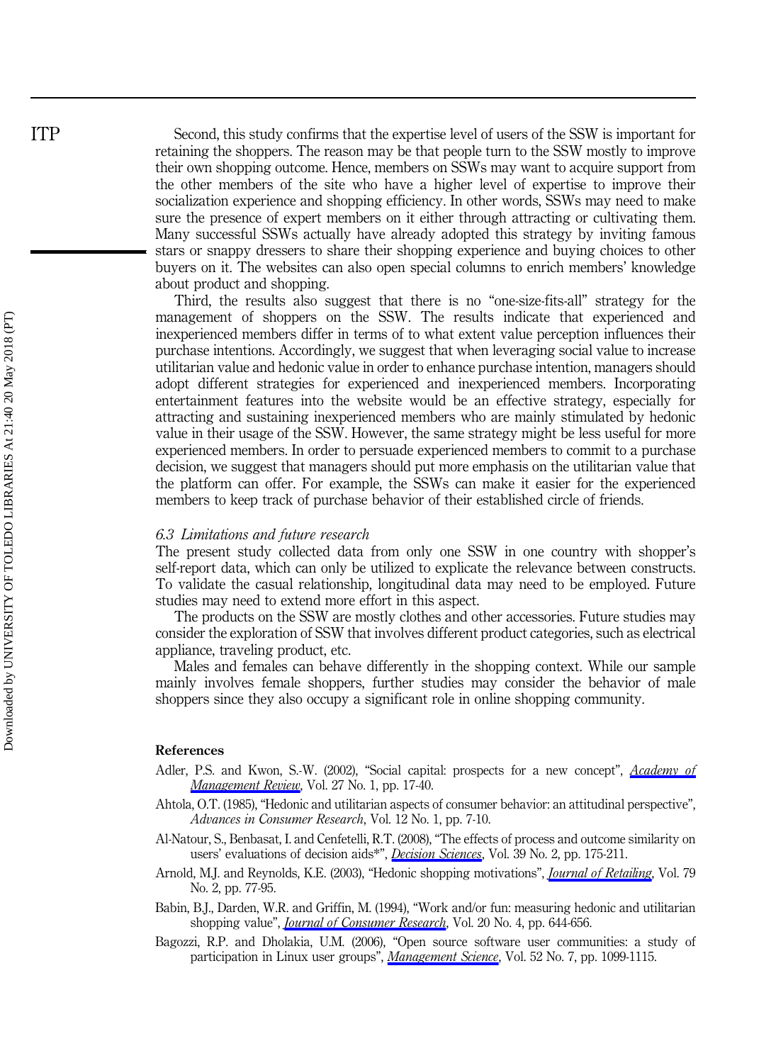Second, this study confirms that the expertise level of users of the SSW is important for retaining the shoppers. The reason may be that people turn to the SSW mostly to improve their own shopping outcome. Hence, members on SSWs may want to acquire support from the other members of the site who have a higher level of expertise to improve their socialization experience and shopping efficiency. In other words, SSWs may need to make sure the presence of expert members on it either through attracting or cultivating them. Many successful SSWs actually have already adopted this strategy by inviting famous stars or snappy dressers to share their shopping experience and buying choices to other buyers on it. The websites can also open special columns to enrich members' knowledge about product and shopping.

Third, the results also suggest that there is no "one-size-fits-all" strategy for the management of shoppers on the SSW. The results indicate that experienced and inexperienced members differ in terms of to what extent value perception influences their purchase intentions. Accordingly, we suggest that when leveraging social value to increase utilitarian value and hedonic value in order to enhance purchase intention, managers should adopt different strategies for experienced and inexperienced members. Incorporating entertainment features into the website would be an effective strategy, especially for attracting and sustaining inexperienced members who are mainly stimulated by hedonic value in their usage of the SSW. However, the same strategy might be less useful for more experienced members. In order to persuade experienced members to commit to a purchase decision, we suggest that managers should put more emphasis on the utilitarian value that the platform can offer. For example, the SSWs can make it easier for the experienced members to keep track of purchase behavior of their established circle of friends.

### *6.3 Limitations and future research*

The present study collected data from only one SSW in one country with shopper's self-report data, which can only be utilized to explicate the relevance between constructs. To validate the casual relationship, longitudinal data may need to be employed. Future studies may need to extend more effort in this aspect.

The products on the SSW are mostly clothes and other accessories. Future studies may consider the exploration of SSW that involves different product categories, such as electrical appliance, traveling product, etc.

Males and females can behave differently in the shopping context. While our sample mainly involves female shoppers, further studies may consider the behavior of male shoppers since they also occupy a significant role in online shopping community.

## References

Adler, P.S. and Kwon, S.-W. (2002), "Social capital: prospects for a new concept", *Academy of Management Review*, Vol. 27 No. 1, pp. 17-40.

Ahtola, O.T. (1985), "Hedonic and utilitarian aspects of consumer behavior: an attitudinal perspective", *Advances in Consumer Research*, Vol. 12 No. 1, pp. 7-10.

Al-Natour, S., Benbasat, I. and Cenfetelli, R.T. (2008), "The effects of process and outcome similarity on users' evaluations of decision aids*", *Decision Sciences*, Vol. 39 No. 2, pp. 175-211.

Arnold, M.J. and Reynolds, K.E. (2003), "Hedonic shopping motivations", *Journal of Retailing*, Vol. 79 No. 2, pp. 77-95.

Babin, B.J., Darden, W.R. and Griffin, M. (1994), "Work and/or fun: measuring hedonic and utilitarian shopping value", *Journal of Consumer Research*, Vol. 20 No. 4, pp. 644-656.

Bagozzi, R.P. and Dholakia, U.M. (2006), "Open source software user communities: a study of participation in Linux user groups", *Management Science*, Vol. 52 No. 7, pp. 1099-1115.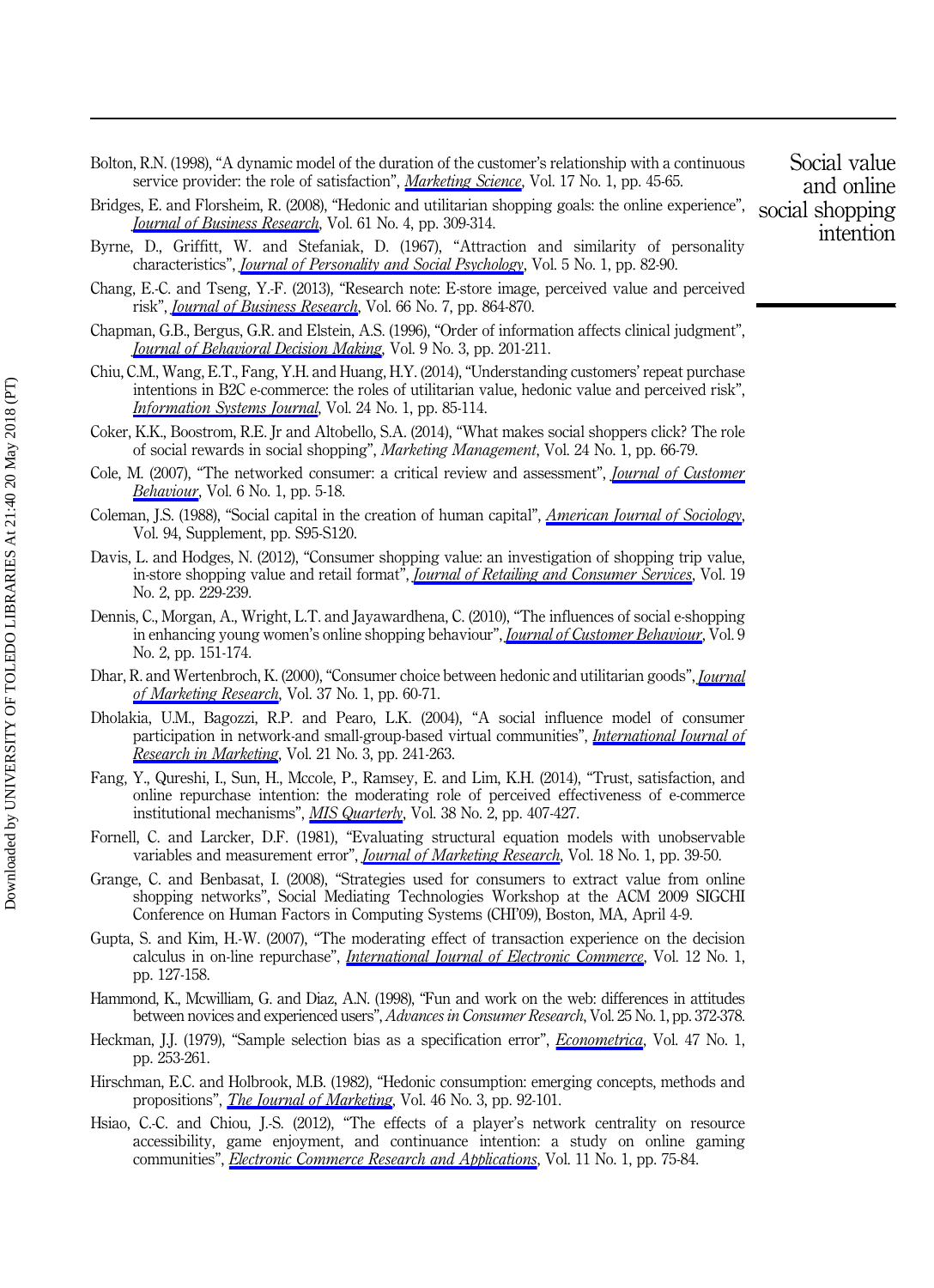Bolton, R.N. (1998), "A dynamic model of the duration of the customer's relationship with a continuous service provider: the role of satisfaction", *Marketing Science*, Vol. 17 No. 1, pp. 45-65.

Bridges, E. and Florsheim, R. (2008), "Hedonic and utilitarian shopping goals: the online experience", *Journal of Business Research*, Vol. 61 No. 4, pp. 309-314.

Byrne, D., Griffitt, W. and Stefaniak, D. (1967), "Attraction and similarity of personality characteristics", *Journal of Personality and Social Psychology*, Vol. 5 No. 1, pp. 82-90.

Chang, E.-C. and Tseng, Y.-F. (2013), "Research note: E-store image, perceived value and perceived risk", *Journal of Business Research*, Vol. 66 No. 7, pp. 864-870.

Chapman, G.B., Bergus, G.R. and Elstein, A.S. (1996), "Order of information affects clinical judgment", *Journal of Behavioral Decision Making*, Vol. 9 No. 3, pp. 201-211.

Chiu, C.M., Wang, E.T., Fang, Y.H. and Huang, H.Y. (2014), "Understanding customers' repeat purchase intentions in B2C e-commerce: the roles of utilitarian value, hedonic value and perceived risk", *Information Systems Journal*, Vol. 24 No. 1, pp. 85-114.

Coker, K.K., Boostrom, R.E. Jr and Altobello, S.A. (2014), "What makes social shoppers click? The role of social rewards in social shopping", *Marketing Management*, Vol. 24 No. 1, pp. 66-79.

Cole, M. (2007), "The networked consumer: a critical review and assessment", *Journal of Customer Behaviour*, Vol. 6 No. 1, pp. 5-18.

Coleman, J.S. (1988), "Social capital in the creation of human capital", *American Journal of Sociology*, Vol. 94, Supplement, pp. S95-S120.

Davis, L. and Hodges, N. (2012), "Consumer shopping value: an investigation of shopping trip value, in-store shopping value and retail format", *Journal of Retailing and Consumer Services*, Vol. 19 No. 2, pp. 229-239.

Dennis, C., Morgan, A., Wright, L.T. and Jayawardhena, C. (2010), "The influences of social e-shopping in enhancing young women's online shopping behaviour", *Journal of Customer Behaviour*, Vol. 9 No. 2, pp. 151-174.

Dhar, R. and Wertenbroch, K. (2000), "Consumer choice between hedonic and utilitarian goods", *Journal of Marketing Research*, Vol. 37 No. 1, pp. 60-71.

Dholakia, U.M., Bagozzi, R.P. and Pearo, L.K. (2004), "A social influence model of consumer participation in network-and small-group-based virtual communities", *International Journal of Research in Marketing*, Vol. 21 No. 3, pp. 241-263.

Fang, Y., Qureshi, I., Sun, H., Mccole, P., Ramsey, E. and Lim, K.H. (2014), "Trust, satisfaction, and online repurchase intention: the moderating role of perceived effectiveness of e-commerce institutional mechanisms", *MIS Quarterly*, Vol. 38 No. 2, pp. 407-427.

Fornell, C. and Larcker, D.F. (1981), "Evaluating structural equation models with unobservable variables and measurement error", *Journal of Marketing Research*, Vol. 18 No. 1, pp. 39-50.

Grange, C. and Benbasat, I. (2008), "Strategies used for consumers to extract value from online shopping networks", Social Mediating Technologies Workshop at the ACM 2009 SIGCHI Conference on Human Factors in Computing Systems (CHI'09), Boston, MA, April 4-9.

Gupta, S. and Kim, H.-W. (2007), "The moderating effect of transaction experience on the decision calculus in on-line repurchase", *International Journal of Electronic Commerce*, Vol. 12 No. 1, pp. 127-158.

Hammond, K., Mcwilliam, G. and Diaz, A.N. (1998), "Fun and work on the web: differences in attitudes between novices and experienced users", *Advances in Consumer Research*, Vol. 25 No. 1, pp. 372-378.

Heckman, J.J. (1979), "Sample selection bias as a specification error", *Econometrica*, Vol. 47 No. 1, pp. 253-261.

Hirschman, E.C. and Holbrook, M.B. (1982), "Hedonic consumption: emerging concepts, methods and propositions", *The Journal of Marketing*, Vol. 46 No. 3, pp. 92-101.

Hsiao, C.-C. and Chiou, J.-S. (2012), "The effects of a player's network centrality on resource accessibility, game enjoyment, and continuance intention: a study on online gaming communities", *Electronic Commerce Research and Applications*, Vol. 11 No. 1, pp. 75-84.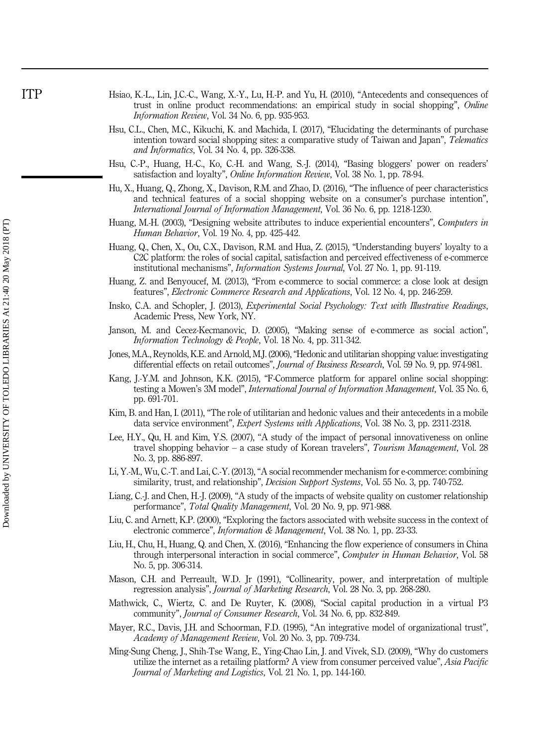Hsiao, K.-L., Lin, J.C.-C., Wang, X.-Y., Lu, H.-P. and Yu, H. (2010), "Antecedents and consequences of trust in online product recommendations: an empirical study in social shopping", *Online Information Review*, Vol. 34 No. 6, pp. 935-953.

Hsu, C.L., Chen, M.C., Kikuchi, K. and Machida, I. (2017), "Elucidating the determinants of purchase intention toward social shopping sites: a comparative study of Taiwan and Japan", *Telematics and Informatics*, Vol. 34 No. 4, pp. 326-338.

Hsu, C.-P., Huang, H.-C., Ko, C.-H. and Wang, S.-J. (2014), "Basing bloggers' power on readers' satisfaction and loyalty", *Online Information Review*, Vol. 38 No. 1, pp. 78-94.

Hu, X., Huang, Q., Zhong, X., Davison, R.M. and Zhao, D. (2016), "The influence of peer characteristics and technical features of a social shopping website on a consumer's purchase intention", *International Journal of Information Management*, Vol. 36 No. 6, pp. 1218-1230.

Huang, M.-H. (2003), "Designing website attributes to induce experiential encounters", *Computers in Human Behavior*, Vol. 19 No. 4, pp. 425-442.

Huang, Q., Chen, X., Ou, C.X., Davison, R.M. and Hua, Z. (2015), "Understanding buyers' loyalty to a C2C platform: the roles of social capital, satisfaction and perceived effectiveness of e-commerce institutional mechanisms", *Information Systems Journal*, Vol. 27 No. 1, pp. 91-119.

Huang, Z. and Benyoucef, M. (2013), "From e-commerce to social commerce: a close look at design features", *Electronic Commerce Research and Applications*, Vol. 12 No. 4, pp. 246-259.

Insko, C.A. and Schopler, J. (2013), *Experimental Social Psychology: Text with Illustrative Readings*, Academic Press, New York, NY.

Janson, M. and Cecez-Kecmanovic, D. (2005), "Making sense of e-commerce as social action", *Information Technology & People*, Vol. 18 No. 4, pp. 311-342.

Jones, M.A., Reynolds, K.E. and Arnold, M.J. (2006), "Hedonic and utilitarian shopping value: investigating differential effects on retail outcomes", *Journal of Business Research*, Vol. 59 No. 9, pp. 974-981.

Kang, J.-Y.M. and Johnson, K.K. (2015), "F-Commerce platform for apparel online social shopping: testing a Mowen's 3M model", *International Journal of Information Management*, Vol. 35 No. 6, pp. 691-701.

Kim, B. and Han, I. (2011), "The role of utilitarian and hedonic values and their antecedents in a mobile data service environment", *Expert Systems with Applications*, Vol. 38 No. 3, pp. 2311-2318.

Lee, H.Y., Qu, H. and Kim, Y.S. (2007), "A study of the impact of personal innovativeness on online travel shopping behavior – a case study of Korean travelers", *Tourism Management*, Vol. 28 No. 3, pp. 886-897.

Li, Y.-M., Wu, C.-T. and Lai, C.-Y. (2013), "A social recommender mechanism for e-commerce: combining similarity, trust, and relationship", *Decision Support Systems*, Vol. 55 No. 3, pp. 740-752.

Liang, C.-J. and Chen, H.-J. (2009), "A study of the impacts of website quality on customer relationship performance", *Total Quality Management*, Vol. 20 No. 9, pp. 971-988.

Liu, C. and Arnett, K.P. (2000), "Exploring the factors associated with website success in the context of electronic commerce", *Information & Management*, Vol. 38 No. 1, pp. 23-33.

Liu, H., Chu, H., Huang, Q. and Chen, X. (2016), "Enhancing the flow experience of consumers in China through interpersonal interaction in social commerce", *Computer in Human Behavior*, Vol. 58 No. 5, pp. 306-314.

Mason, C.H. and Perreault, W.D. Jr (1991), "Collinearity, power, and interpretation of multiple regression analysis", *Journal of Marketing Research*, Vol. 28 No. 3, pp. 268-280.

Mathwick, C., Wiertz, C. and De Ruyter, K. (2008), "Social capital production in a virtual P3 community", *Journal of Consumer Research*, Vol. 34 No. 6, pp. 832-849.

Mayer, R.C., Davis, J.H. and Schoorman, F.D. (1995), "An integrative model of organizational trust", *Academy of Management Review*, Vol. 20 No. 3, pp. 709-734.

Ming-Sung Cheng, J., Shih-Tse Wang, E., Ying-Chao Lin, J. and Vivek, S.D. (2009), "Why do customers utilize the internet as a retailing platform? A view from consumer perceived value", *Asia Pacific Journal of Marketing and Logistics*, Vol. 21 No. 1, pp. 144-160.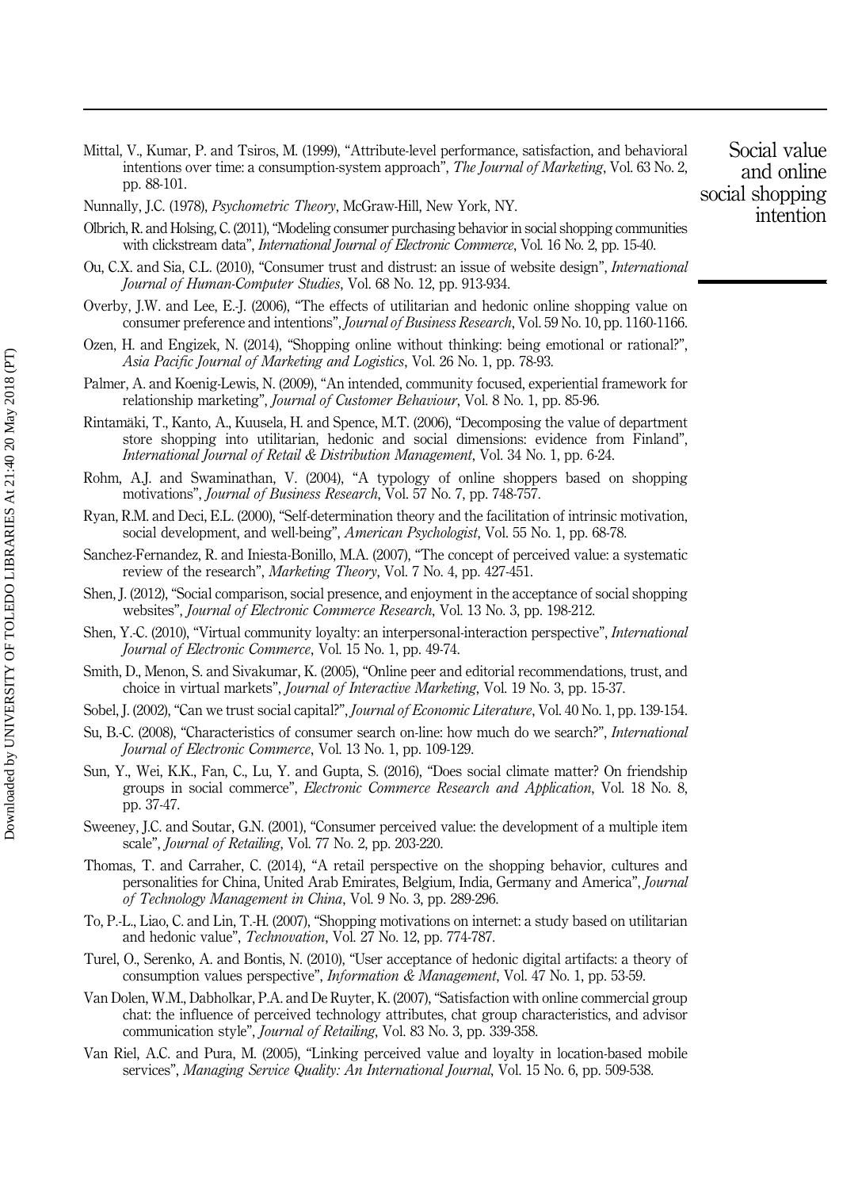Mittal, V., Kumar, P. and Tsiros, M. (1999), "Attribute-level performance, satisfaction, and behavioral intentions over time: a consumption-system approach", *The Journal of Marketing*, Vol. 63 No. 2, pp. 88-101.

Nunnally, J.C. (1978), *Psychometric Theory*, McGraw-Hill, New York, NY.

Olbrich, R. and Holsing, C. (2011), "Modeling consumer purchasing behavior in social shopping communities with clickstream data", *International Journal of Electronic Commerce*, Vol. 16 No. 2, pp. 15-40.

Ou, C.X. and Sia, C.L. (2010), "Consumer trust and distrust: an issue of website design", *International Journal of Human-Computer Studies*, Vol. 68 No. 12, pp. 913-934.

Overby, J.W. and Lee, E.-J. (2006), "The effects of utilitarian and hedonic online shopping value on consumer preference and intentions", *Journal of Business Research*, Vol. 59 No. 10, pp. 1160-1166.

Ozen, H. and Engizek, N. (2014), "Shopping online without thinking: being emotional or rational?", *Asia Pacific Journal of Marketing and Logistics*, Vol. 26 No. 1, pp. 78-93.

Palmer, A. and Koenig-Lewis, N. (2009), "An intended, community focused, experiential framework for relationship marketing", *Journal of Customer Behaviour*, Vol. 8 No. 1, pp. 85-96.

Rintamäki, T., Kanto, A., Kuusela, H. and Spence, M.T. (2006), "Decomposing the value of department store shopping into utilitarian, hedonic and social dimensions: evidence from Finland", *International Journal of Retail & Distribution Management*, Vol. 34 No. 1, pp. 6-24.

Rohm, A.J. and Swaminathan, V. (2004), "A typology of online shoppers based on shopping motivations", *Journal of Business Research*, Vol. 57 No. 7, pp. 748-757.

Ryan, R.M. and Deci, E.L. (2000), "Self-determination theory and the facilitation of intrinsic motivation, social development, and well-being", *American Psychologist*, Vol. 55 No. 1, pp. 68-78.

Sanchez-Fernandez, R. and Iniesta-Bonillo, M.A. (2007), "The concept of perceived value: a systematic review of the research", *Marketing Theory*, Vol. 7 No. 4, pp. 427-451.

Shen, J. (2012), "Social comparison, social presence, and enjoyment in the acceptance of social shopping websites", *Journal of Electronic Commerce Research*, Vol. 13 No. 3, pp. 198-212.

Shen, Y.-C. (2010), "Virtual community loyalty: an interpersonal-interaction perspective", *International Journal of Electronic Commerce*, Vol. 15 No. 1, pp. 49-74.

Smith, D., Menon, S. and Sivakumar, K. (2005), "Online peer and editorial recommendations, trust, and choice in virtual markets", *Journal of Interactive Marketing*, Vol. 19 No. 3, pp. 15-37.

Sobel, J. (2002), "Can we trust social capital?", *Journal of Economic Literature*, Vol. 40 No. 1, pp. 139-154.

Su, B.-C. (2008), "Characteristics of consumer search on-line: how much do we search?", *International Journal of Electronic Commerce*, Vol. 13 No. 1, pp. 109-129.

Sun, Y., Wei, K.K., Fan, C., Lu, Y. and Gupta, S. (2016), "Does social climate matter? On friendship groups in social commerce", *Electronic Commerce Research and Application*, Vol. 18 No. 8, pp. 37-47.

Sweeney, J.C. and Soutar, G.N. (2001), "Consumer perceived value: the development of a multiple item scale", *Journal of Retailing*, Vol. 77 No. 2, pp. 203-220.

Thomas, T. and Carraher, C. (2014), "A retail perspective on the shopping behavior, cultures and personalities for China, United Arab Emirates, Belgium, India, Germany and America", *Journal of Technology Management in China*, Vol. 9 No. 3, pp. 289-296.

To, P.-L., Liao, C. and Lin, T.-H. (2007), "Shopping motivations on internet: a study based on utilitarian and hedonic value", *Technovation*, Vol. 27 No. 12, pp. 774-787.

Turel, O., Serenko, A. and Bontis, N. (2010), "User acceptance of hedonic digital artifacts: a theory of consumption values perspective", *Information & Management*, Vol. 47 No. 1, pp. 53-59.

Van Dolen, W.M., Dabholkar, P.A. and De Ruyter, K. (2007), "Satisfaction with online commercial group chat: the influence of perceived technology attributes, chat group characteristics, and advisor communication style", *Journal of Retailing*, Vol. 83 No. 3, pp. 339-358.

Van Riel, A.C. and Pura, M. (2005), "Linking perceived value and loyalty in location-based mobile services", *Managing Service Quality: An International Journal*, Vol. 15 No. 6, pp. 509-538.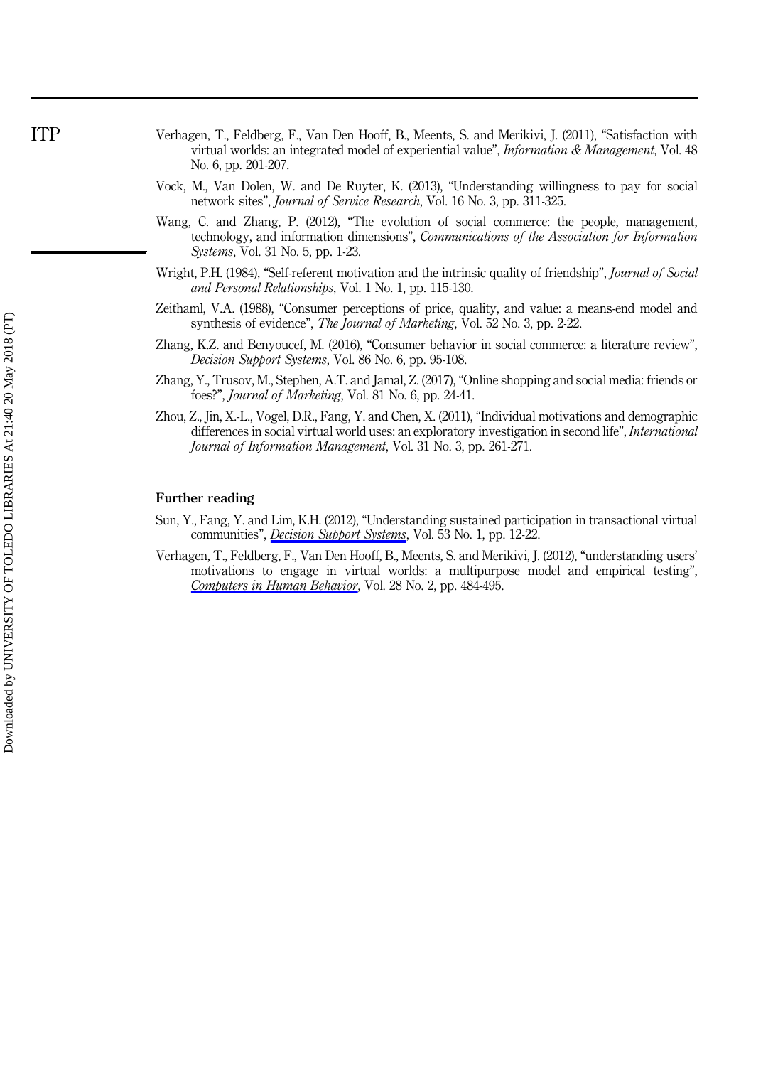Verhagen, T., Feldberg, F., Van Den Hooff, B., Meents, S. and Merikivi, J. (2011), "Satisfaction with virtual worlds: an integrated model of experiential value", *Information & Management*, Vol. 48 No. 6, pp. 201-207.

Vock, M., Van Dolen, W. and De Ruyter, K. (2013), "Understanding willingness to pay for social network sites", *Journal of Service Research*, Vol. 16 No. 3, pp. 311-325.

Wang, C. and Zhang, P. (2012), "The evolution of social commerce: the people, management, technology, and information dimensions", *Communications of the Association for Information Systems*, Vol. 31 No. 5, pp. 1-23.

Wright, P.H. (1984), "Self-referent motivation and the intrinsic quality of friendship", *Journal of Social and Personal Relationships*, Vol. 1 No. 1, pp. 115-130.

Zeithaml, V.A. (1988), "Consumer perceptions of price, quality, and value: a means-end model and synthesis of evidence", *The Journal of Marketing*, Vol. 52 No. 3, pp. 2-22.

Zhang, K.Z. and Benyoucef, M. (2016), "Consumer behavior in social commerce: a literature review", *Decision Support Systems*, Vol. 86 No. 6, pp. 95-108.

Zhang, Y., Trusov, M., Stephen, A.T. and Jamal, Z. (2017), "Online shopping and social media: friends or foes?", *Journal of Marketing*, Vol. 81 No. 6, pp. 24-41.

Zhou, Z., Jin, X.-L., Vogel, D.R., Fang, Y. and Chen, X. (2011), "Individual motivations and demographic differences in social virtual world uses: an exploratory investigation in second life", *International Journal of Information Management*, Vol. 31 No. 3, pp. 261-271.

### Further reading

Sun, Y., Fang, Y. and Lim, K.H. (2012), "Understanding sustained participation in transactional virtual communities", *Decision Support Systems*, Vol. 53 No. 1, pp. 12-22.

Verhagen, T., Feldberg, F., Van Den Hooff, B., Meents, S. and Merikivi, J. (2012), "understanding users' motivations to engage in virtual worlds: a multipurpose model and empirical testing", *Computers in Human Behavior*, Vol. 28 No. 2, pp. 484-495.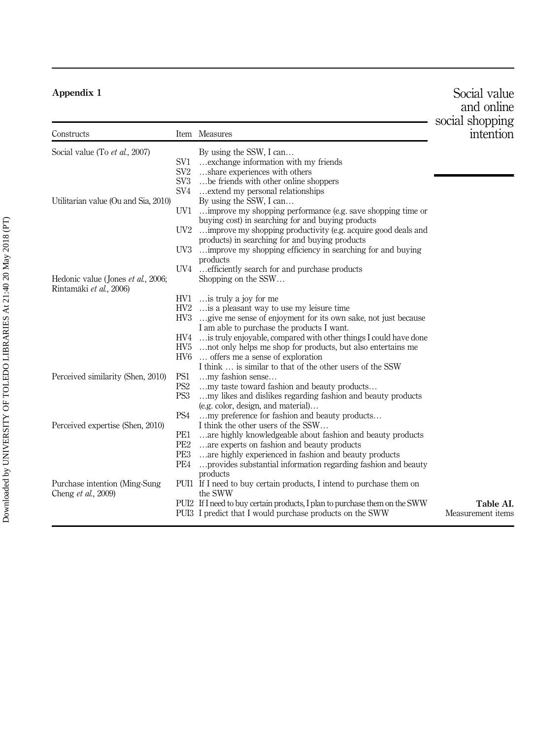## Appendix 1

| Constructs | Item | Measures |
|---|---|---|
| Social value (To *et al.*, 2007) | | By using the SSW, I can… |
| | SV1 | …exchange information with my friends |
| | SV2 | …share experiences with others |
| | SV3 | …be friends with other online shoppers |
| | SV4 | …extend my personal relationships |
| Utilitarian value (Ou and Sia, 2010) | | By using the SSW, I can… |
| | UV1 | …improve my shopping performance (e.g. save shopping time or buying cost) in searching for and buying products |
| | UV2 | …improve my shopping productivity (e.g. acquire good deals and products) in searching for and buying products |
| | UV3 | …improve my shopping efficiency in searching for and buying products |
| | UV4 | …efficiently search for and purchase products |
| Hedonic value (Jones *et al.*, 2006; Rintamäki *et al.*, 2006) | | Shopping on the SSW… |
| | HV1 | …is truly a joy for me |
| | HV2 | …is a pleasant way to use my leisure time |
| | HV3 | …give me sense of enjoyment for its own sake, not just because I am able to purchase the products I want. |
| | HV4 | …is truly enjoyable, compared with other things I could have done |
| | HV5 | …not only helps me shop for products, but also entertains me |
| | HV6 | … offers me a sense of exploration |
| | | I think … is similar to that of the other users of the SSW |
| Perceived similarity (Shen, 2010) | PS1 | …my fashion sense… |
| | PS2 | …my taste toward fashion and beauty products… |
| | PS3 | …my likes and dislikes regarding fashion and beauty products (e.g. color, design, and material)… |
| | PS4 | …my preference for fashion and beauty products… |
| Perceived expertise (Shen, 2010) | | I think the other users of the SSW… |
| | PE1 | …are highly knowledgeable about fashion and beauty products |
| | PE2 | …are experts on fashion and beauty products |
| | PE3 | …are highly experienced in fashion and beauty products |
| | PE4 | …provides substantial information regarding fashion and beauty products |
| Purchase intention (Ming-Sung Cheng *et al.*, 2009) | PUI1 | If I need to buy certain products, I intend to purchase them on the SWW |
| | PUI2 | If I need to buy certain products, I plan to purchase them on the SWW |
| | PUI3 | I predict that I would purchase products on the SWW |

**Table AI.** Measurement items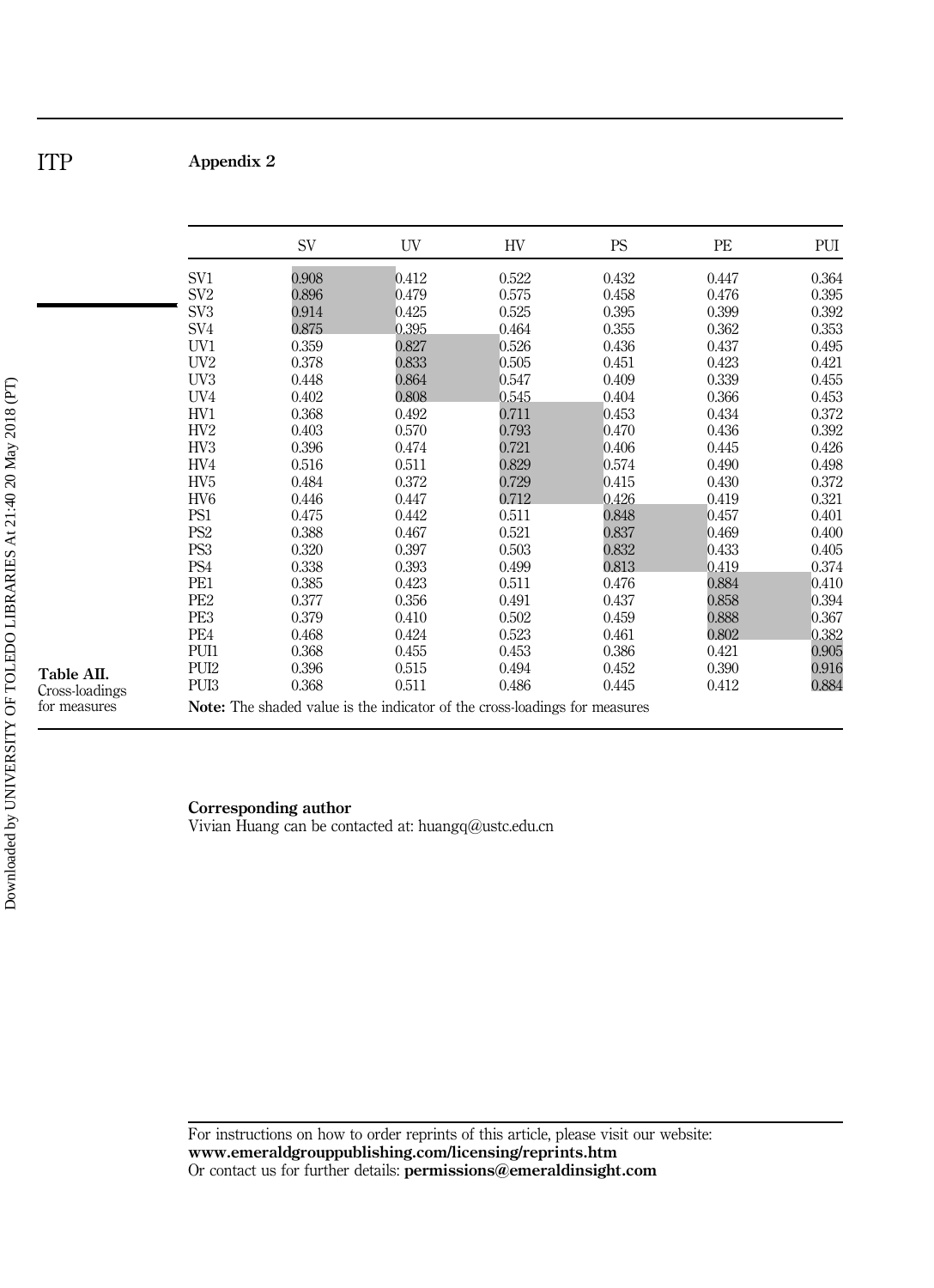## Appendix 2

**Table AII.** Cross-loadings for measures

| | SV | UV | HV | PS | PE | PUI |
|---|---|---|---|---|---|---|
| SV1 | 0.908 | 0.412 | 0.522 | 0.432 | 0.447 | 0.364 |
| SV2 | 0.896 | 0.479 | 0.575 | 0.458 | 0.476 | 0.395 |
| SV3 | 0.914 | 0.425 | 0.525 | 0.395 | 0.399 | 0.392 |
| SV4 | 0.875 | 0.395 | 0.464 | 0.355 | 0.362 | 0.353 |
| UV1 | 0.359 | 0.827 | 0.526 | 0.436 | 0.437 | 0.495 |
| UV2 | 0.378 | 0.833 | 0.505 | 0.451 | 0.423 | 0.421 |
| UV3 | 0.448 | 0.864 | 0.547 | 0.409 | 0.339 | 0.455 |
| UV4 | 0.402 | 0.808 | 0.545 | 0.404 | 0.366 | 0.453 |
| HV1 | 0.368 | 0.492 | 0.711 | 0.453 | 0.434 | 0.372 |
| HV2 | 0.403 | 0.570 | 0.793 | 0.470 | 0.436 | 0.392 |
| HV3 | 0.396 | 0.474 | 0.721 | 0.406 | 0.445 | 0.426 |
| HV4 | 0.516 | 0.511 | 0.829 | 0.574 | 0.490 | 0.498 |
| HV5 | 0.484 | 0.372 | 0.729 | 0.415 | 0.430 | 0.372 |
| HV6 | 0.446 | 0.447 | 0.712 | 0.426 | 0.419 | 0.321 |
| PS1 | 0.475 | 0.442 | 0.511 | 0.848 | 0.457 | 0.401 |
| PS2 | 0.388 | 0.467 | 0.521 | 0.837 | 0.469 | 0.400 |
| PS3 | 0.320 | 0.397 | 0.503 | 0.832 | 0.433 | 0.405 |
| PS4 | 0.338 | 0.393 | 0.499 | 0.813 | 0.419 | 0.374 |
| PE1 | 0.385 | 0.423 | 0.511 | 0.476 | 0.884 | 0.410 |
| PE2 | 0.377 | 0.356 | 0.491 | 0.437 | 0.858 | 0.394 |
| PE3 | 0.379 | 0.410 | 0.502 | 0.459 | 0.888 | 0.367 |
| PE4 | 0.468 | 0.424 | 0.523 | 0.461 | 0.802 | 0.382 |
| PUI1 | 0.368 | 0.455 | 0.453 | 0.386 | 0.421 | 0.905 |
| PUI2 | 0.396 | 0.515 | 0.494 | 0.452 | 0.390 | 0.916 |
| PUI3 | 0.368 | 0.511 | 0.486 | 0.445 | 0.412 | 0.884 |

**Note:** The shaded value is the indicator of the cross-loadings for measures

**Corresponding author**
Vivian Huang can be contacted at: huangq@ustc.edu.cn

For instructions on how to order reprints of this article, please visit our website:
**www.emeraldgrouppublishing.com/licensing/reprints.htm**
Or contact us for further details: **permissions@emeraldinsight.com**